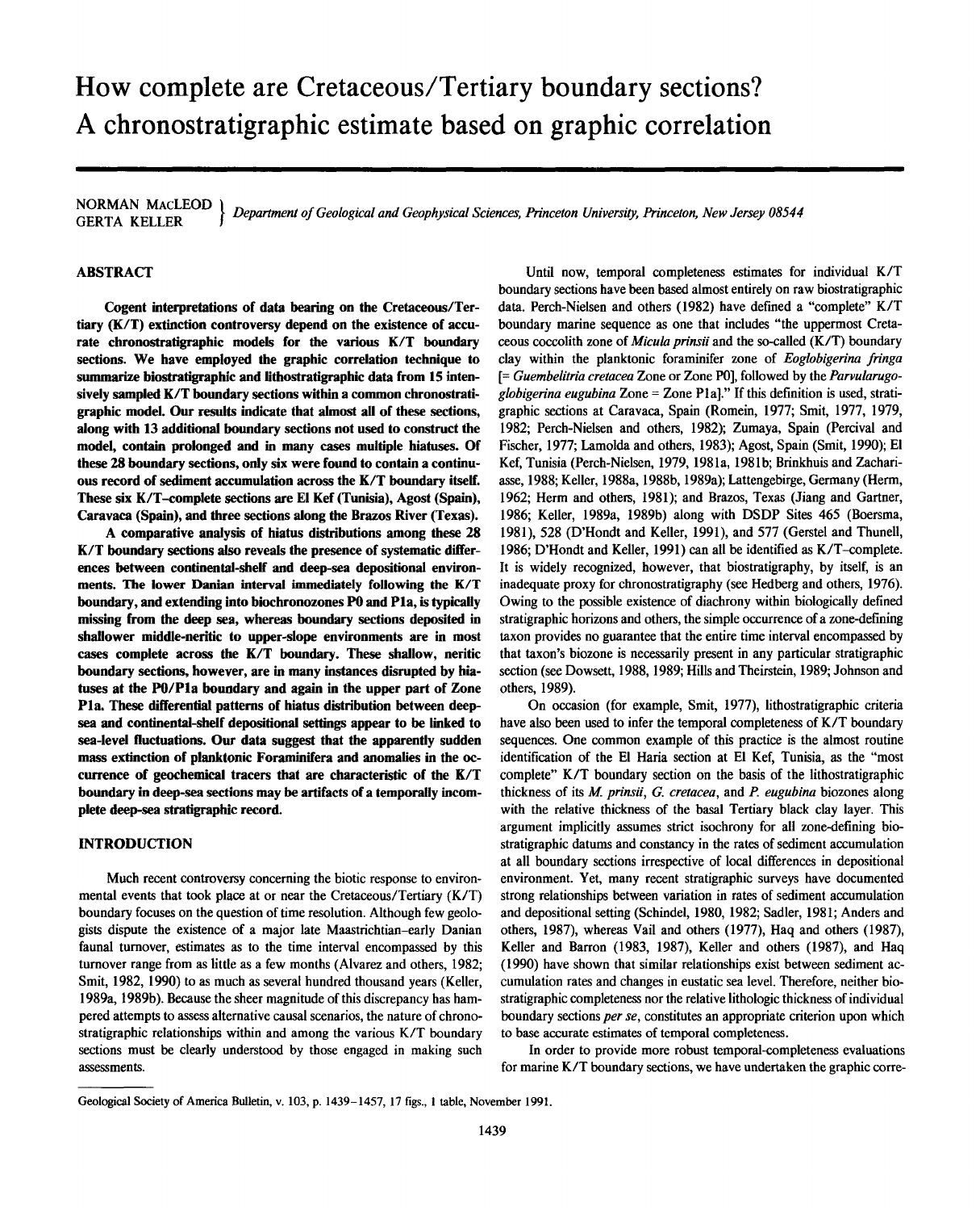# How complete are Cretaceous/Tertiary boundary sections? A chronostratigraphic estimate based on graphic correlation

NORMAN MACLEOD
GERTA KELLER
*Department of Geological and Geophysical Sciences, Princeton University, Princeton, New Jersey 08544*

## ABSTRACT

**Cogent interpretations of data bearing on the Cretaceous/Tertiary (K/T) extinction controversy depend on the existence of accurate chronostratigraphic models for the various K/T boundary sections. We have employed the graphic correlation technique to summarize biostratigraphic and lithostratigraphic data from 15 intensively sampled K/T boundary sections within a common chronostratigraphic model. Our results indicate that almost all of these sections, along with 13 additional boundary sections not used to construct the model, contain prolonged and in many cases multiple hiatuses. Of these 28 boundary sections, only six were found to contain a continuous record of sediment accumulation across the K/T boundary itself. These six K/T–complete sections are El Kef (Tunisia), Agost (Spain), Caravaca (Spain), and three sections along the Brazos River (Texas).**

**A comparative analysis of hiatus distributions among these 28 K/T boundary sections also reveals the presence of systematic differences between continental-shelf and deep-sea depositional environments. The lower Danian interval immediately following the K/T boundary, and extending into biochronozones P0 and P1a, is typically missing from the deep sea, whereas boundary sections deposited in shallower middle-neritic to upper-slope environments are in most cases complete across the K/T boundary. These shallow, neritic boundary sections, however, are in many instances disrupted by hiatuses at the P0/P1a boundary and again in the upper part of Zone P1a. These differential patterns of hiatus distribution between deep-sea and continental-shelf depositional settings appear to be linked to sea-level fluctuations. Our data suggest that the apparently sudden mass extinction of planktonic Foraminifera and anomalies in the occurrence of geochemical tracers that are characteristic of the K/T boundary in deep-sea sections may be artifacts of a temporally incomplete deep-sea stratigraphic record.**

## INTRODUCTION

Much recent controversy concerning the biotic response to environmental events that took place at or near the Cretaceous/Tertiary (K/T) boundary focuses on the question of time resolution. Although few geologists dispute the existence of a major late Maastrichtian–early Danian faunal turnover, estimates as to the time interval encompassed by this turnover range from as little as a few months (Alvarez and others, 1982; Smit, 1982, 1990) to as much as several hundred thousand years (Keller, 1989a, 1989b). Because the sheer magnitude of this discrepancy has hampered attempts to assess alternative causal scenarios, the nature of chronostratigraphic relationships within and among the various K/T boundary sections must be clearly understood by those engaged in making such assessments.

Until now, temporal completeness estimates for individual K/T boundary sections have been based almost entirely on raw biostratigraphic data. Perch-Nielsen and others (1982) have defined a "complete" K/T boundary marine sequence as one that includes "the uppermost Cretaceous coccolith zone of *Micula prinsii* and the so-called (K/T) boundary clay within the planktonic foraminifer zone of *Eoglobigerina fringa* [= *Guembelitria cretacea* Zone or Zone P0], followed by the *Parvularugoglobigerina eugubina* Zone = Zone P1a]." If this definition is used, stratigraphic sections at Caravaca, Spain (Romein, 1977; Smit, 1977, 1979, 1982; Perch-Nielsen and others, 1982); Zumaya, Spain (Percival and Fischer, 1977; Lamolda and others, 1983); Agost, Spain (Smit, 1990); El Kef, Tunisia (Perch-Nielsen, 1979, 1981a, 1981b; Brinkhuis and Zachariasse, 1988; Keller, 1988a, 1988b, 1989a); Lattengebirge, Germany (Herm, 1962; Herm and others, 1981); and Brazos, Texas (Jiang and Gartner, 1986; Keller, 1989a, 1989b) along with DSDP Sites 465 (Boersma, 1981), 528 (D'Hondt and Keller, 1991), and 577 (Gerstel and Thunell, 1986; D'Hondt and Keller, 1991) can all be identified as K/T–complete. It is widely recognized, however, that biostratigraphy, by itself, is an inadequate proxy for chronostratigraphy (see Hedberg and others, 1976). Owing to the possible existence of diachrony within biologically defined stratigraphic horizons and others, the simple occurrence of a zone-defining taxon provides no guarantee that the entire time interval encompassed by that taxon's biozone is necessarily present in any particular stratigraphic section (see Dowsett, 1988, 1989; Hills and Theirstein, 1989; Johnson and others, 1989).

On occasion (for example, Smit, 1977), lithostratigraphic criteria have also been used to infer the temporal completeness of K/T boundary sequences. One common example of this practice is the almost routine identification of the El Haria section at El Kef, Tunisia, as the "most complete" K/T boundary section on the basis of the lithostratigraphic thickness of its *M. prinsii*, *G. cretacea*, and *P. eugubina* biozones along with the relative thickness of the basal Tertiary black clay layer. This argument implicitly assumes strict isochrony for all zone-defining biostratigraphic datums and constancy in the rates of sediment accumulation at all boundary sections irrespective of local differences in depositional environment. Yet, many recent stratigraphic surveys have documented strong relationships between variation in rates of sediment accumulation and depositional setting (Schindel, 1980, 1982; Sadler, 1981; Anders and others, 1987), whereas Vail and others (1977), Haq and others (1987), Keller and Barron (1983, 1987), Keller and others (1987), and Haq (1990) have shown that similar relationships exist between sediment accumulation rates and changes in eustatic sea level. Therefore, neither biostratigraphic completeness nor the relative lithologic thickness of individual boundary sections *per se*, constitutes an appropriate criterion upon which to base accurate estimates of temporal completeness.

In order to provide more robust temporal-completeness evaluations for marine K/T boundary sections, we have undertaken the graphic corre-

Geological Society of America Bulletin, v. 103, p. 1439–1457, 17 figs., 1 table, November 1991.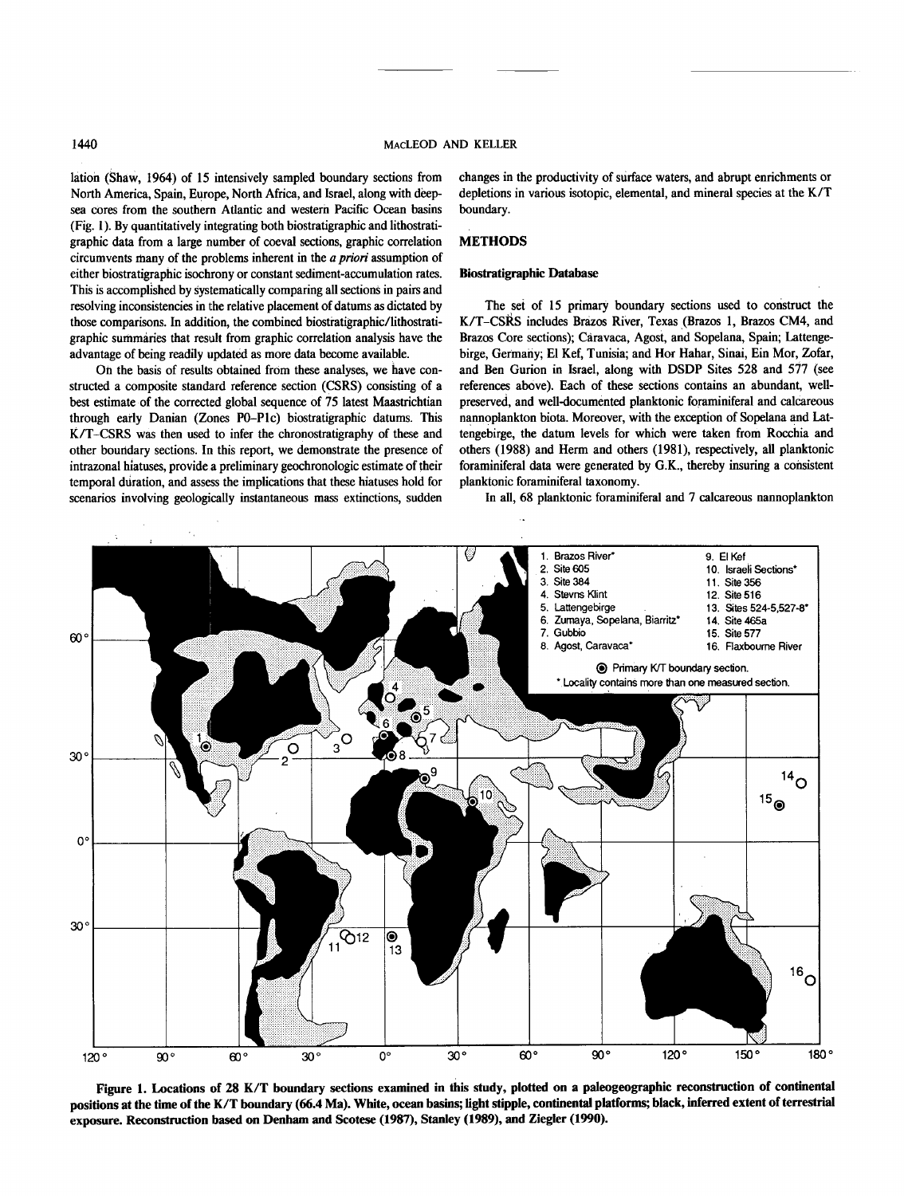lation (Shaw, 1964) of 15 intensively sampled boundary sections from North America, Spain, Europe, North Africa, and Israel, along with deep-sea cores from the southern Atlantic and western Pacific Ocean basins (Fig. 1). By quantitatively integrating both biostratigraphic and lithostratigraphic data from a large number of coeval sections, graphic correlation circumvents many of the problems inherent in the *a priori* assumption of either biostratigraphic isochrony or constant sediment-accumulation rates. This is accomplished by systematically comparing all sections in pairs and resolving inconsistencies in the relative placement of datums as dictated by those comparisons. In addition, the combined biostratigraphic/lithostratigraphic summaries that result from graphic correlation analysis have the advantage of being readily updated as more data become available.

On the basis of results obtained from these analyses, we have constructed a composite standard reference section (CSRS) consisting of a best estimate of the corrected global sequence of 75 latest Maastrichtian through early Danian (Zones P0–P1c) biostratigraphic datums. This K/T–CSRS was then used to infer the chronostratigraphy of these and other boundary sections. In this report, we demonstrate the presence of intrazonal hiatuses, provide a preliminary geochronologic estimate of their temporal duration, and assess the implications that these hiatuses hold for scenarios involving geologically instantaneous mass extinctions, sudden changes in the productivity of surface waters, and abrupt enrichments or depletions in various isotopic, elemental, and mineral species at the K/T boundary.

## METHODS

### Biostratigraphic Database

The set of 15 primary boundary sections used to construct the K/T–CSRS includes Brazos River, Texas (Brazos 1, Brazos CM4, and Brazos Core sections); Caravaca, Agost, and Sopelana, Spain; Lattengebirge, Germany; El Kef, Tunisia; and Hor Hahar, Sinai, Ein Mor, Zofar, and Ben Gurion in Israel, along with DSDP Sites 528 and 577 (see references above). Each of these sections contains an abundant, well-preserved, and well-documented planktonic foraminiferal and calcareous nannoplankton biota. Moreover, with the exception of Sopelana and Lattengebirge, the datum levels for which were taken from Rocchia and others (1988) and Herm and others (1981), respectively, all planktonic foraminiferal data were generated by G.K., thereby insuring a consistent planktonic foraminiferal taxonomy.

In all, 68 planktonic foraminiferal and 7 calcareous nannoplankton

Figure 1. Locations of 28 K/T boundary sections examined in this study, plotted on a paleogeographic reconstruction of continental positions at the time of the K/T boundary (66.4 Ma). White, ocean basins; light stipple, continental platforms; black, inferred extent of terrestrial exposure. Reconstruction based on Denham and Scotese (1987), Stanley (1989), and Ziegler (1990).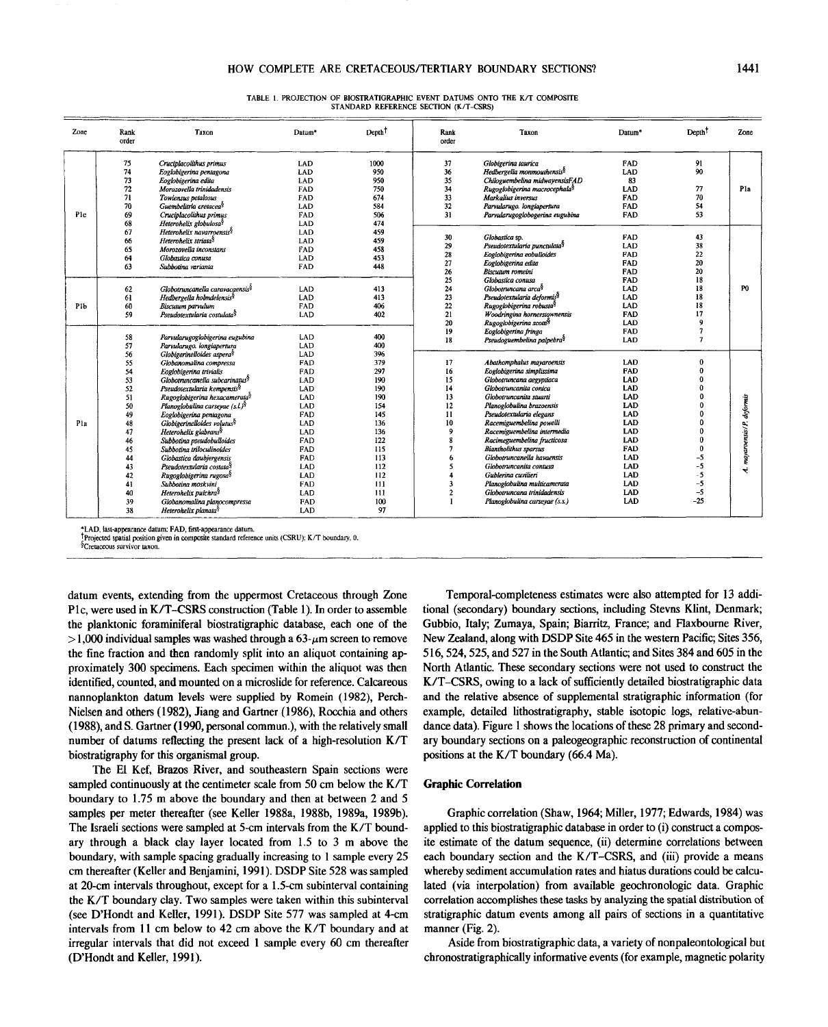TABLE 1. PROJECTION OF BIOSTRATIGRAPHIC EVENT DATUMS ONTO THE K/T COMPOSITE STANDARD REFERENCE SECTION (K/T-CSRS)

| Zone | Rank order | Taxon | Datum* | Depth† | Rank order | Taxon | Datum* | Depth† | Zone |
|---|---|---|---|---|---|---|---|---|---|
| P1c | 75 | *Cruciplacolithus primus* | LAD | 1000 | 37 | *Globigerina taurica* | FAD | 91 | P1a |
| | 74 | *Eoglobigerina pentagona* | LAD | 950 | 36 | *Hedbergella monmouthensis*§ | LAD | 90 | |
| | 73 | *Eoglobigerina edita* | LAD | 950 | 35 | *Chiloguembelina midwayensis*FAD | 83 | | |
| | 72 | *Morozovella trinidadensis* | FAD | 750 | 34 | *Rugoglobigerina macrocephala*§ | LAD | 77 | |
| | 71 | *Towiensus petalosus* | FAD | 674 | 33 | *Markalius inversus* | FAD | 70 | |
| | 70 | *Guembelitria cretacea*§ | LAD | 584 | 32 | *Parvularugo. longiapertura* | FAD | 54 | |
| | 69 | *Cruciplacolithus primus* | FAD | 506 | 31 | *Parvularugoglobogerina eugubina* | FAD | 53 | |
| | 68 | *Heterohelix globulosa*§ | LAD | 474 | | | | | |
| | 67 | *Heterohelix navarroensis*§ | LAD | 459 | 30 | *Globastica* sp. | FAD | 43 | P0 |
| | 66 | *Heterohelix striata*§ | LAD | 459 | 29 | *Pseudotextularia punctulata*§ | LAD | 38 | |
| | 65 | *Morozovella inconstans* | FAD | 458 | 28 | *Eoglobigerina eobulloides* | FAD | 22 | |
| | 64 | *Globastica conusa* | LAD | 453 | 27 | *Eoglobigerina edita* | FAD | 20 | |
| | 63 | *Subbotina varianta* | FAD | 448 | 26 | *Biscutum romeini* | FAD | 20 | |
| | | | | | 25 | *Globastica conusa* | FAD | 18 | |
| P1b | 62 | *Globotruncanella caravacaensis*§ | LAD | 413 | 24 | *Globotruncana arca*§ | LAD | 18 | |
| | 61 | *Hedbergella holmdelensis*§ | LAD | 413 | 23 | *Pseudotextularia deformis*§ | LAD | 18 | |
| | 60 | *Biscutum parvulum* | FAD | 406 | 22 | *Rugoglobigerina robusta*§ | LAD | 18 | |
| | 59 | *Pseudotextularia costulata*§ | LAD | 402 | 21 | *Woodringina hornerstownensis* | FAD | 17 | |
| | | | | | 20 | *Rugoglobigerina scotti*§ | LAD | 9 | |
| P1a | 58 | *Parvularugoglobigerina eugubina* | LAD | 400 | 19 | *Eoglobigerina fringa* | FAD | 7 | |
| | 57 | *Parvularugo. longiapertura* | LAD | 400 | 18 | *Pseudoguembelina palpebra*§ | LAD | 7 | |
| | 56 | *Globigerinelloides aspera*§ | LAD | 396 | | | | | |
| | 55 | *Globanomalina compressa* | FAD | 379 | 17 | *Abathomphalus mayaroensis* | LAD | 0 | *A. mayaroensis/P. deformis* |
| | 54 | *Eoglobigerina trivialis* | FAD | 297 | 16 | *Eoglobigerina simplissima* | FAD | 0 | |
| | 53 | *Globotruncanella subcarinatus*§ | LAD | 190 | 15 | *Globotruncana aegyptiaca* | LAD | 0 | |
| | 52 | *Pseudotextularia kempensis*§ | LAD | 190 | 14 | *Globotruncanita conica* | LAD | 0 | |
| | 51 | *Rugoglobigerina hexacamerata*§ | LAD | 190 | 13 | *Globotruncanita stuarti* | LAD | 0 | |
| | 50 | *Planoglobulina carseyae (s.l.)*§ | LAD | 154 | 12 | *Planoglobulina brazoensis* | LAD | 0 | |
| | 49 | *Eoglobigerina pentagona* | FAD | 145 | 11 | *Pseudotextularia elegans* | LAD | 0 | |
| | 48 | *Globigerinelloides volutus*§ | LAD | 136 | 10 | *Racemiguembelina powelli* | LAD | 0 | |
| | 47 | *Heterohelix glabrans*§ | LAD | 136 | 9 | *Racemiguembelina intermedia* | LAD | 0 | |
| | 46 | *Subbotina pseudobulloides* | FAD | 122 | 8 | *Racimeguembelina fructicosa* | LAD | 0 | |
| | 45 | *Subbotina triloculinoides* | FAD | 115 | 7 | *Biantholithus sparsus* | FAD | 0 | |
| | 44 | *Globastica daubjergensis* | FAD | 113 | 6 | *Globotruncanella havanensis* | LAD | −5 | |
| | 43 | *Pseudotextularia costata*§ | LAD | 112 | 5 | *Globotruncanita contusa* | LAD | −5 | |
| | 42 | *Rugoglobigerina rugosa*§ | LAD | 112 | 4 | *Gublerina cuvilieri* | LAD | −5 | |
| | 41 | *Subbotina moskvini* | FAD | 111 | 3 | *Planoglobulina multicamerata* | LAD | −5 | |
| | 40 | *Heterohelix pulchra*§ | LAD | 111 | 2 | *Globotruncana trinidadensis* | LAD | −5 | |
| | 39 | *Globanomalina planocompressa* | FAD | 100 | 1 | *Planoglobulina carseyae (s.s.)* | LAD | −25 | |
| | 38 | *Heterohelix planata*§ | LAD | 97 | | | | | |

*LAD, last-appearance datum; FAD, first-appearance datum.
†Projected spatial position given in composite standard reference units (CSRU); K/T boundary, 0.
§Cretaceous survivor taxon.

datum events, extending from the uppermost Cretaceous through Zone P1c, were used in K/T–CSRS construction (Table 1). In order to assemble the planktonic foraminiferal biostratigraphic database, each one of the >1,000 individual samples was washed through a 63-$\mu$m screen to remove the fine fraction and then randomly split into an aliquot containing approximately 300 specimens. Each specimen within the aliquot was then identified, counted, and mounted on a microslide for reference. Calcareous nannoplankton datum levels were supplied by Romein (1982), Perch-Nielsen and others (1982), Jiang and Gartner (1986), Rocchia and others (1988), and S. Gartner (1990, personal commun.), with the relatively small number of datums reflecting the present lack of a high-resolution K/T biostratigraphy for this organismal group.

The El Kef, Brazos River, and southeastern Spain sections were sampled continuously at the centimeter scale from 50 cm below the K/T boundary to 1.75 m above the boundary and then at between 2 and 5 samples per meter thereafter (see Keller 1988a, 1988b, 1989a, 1989b). The Israeli sections were sampled at 5-cm intervals from the K/T boundary through a black clay layer located from 1.5 to 3 m above the boundary, with sample spacing gradually increasing to 1 sample every 25 cm thereafter (Keller and Benjamini, 1991). DSDP Site 528 was sampled at 20-cm intervals throughout, except for a 1.5-cm subinterval containing the K/T boundary clay. Two samples were taken within this subinterval (see D'Hondt and Keller, 1991). DSDP Site 577 was sampled at 4-cm intervals from 11 cm below to 42 cm above the K/T boundary and at irregular intervals that did not exceed 1 sample every 60 cm thereafter (D'Hondt and Keller, 1991).

Temporal-completeness estimates were also attempted for 13 additional (secondary) boundary sections, including Stevns Klint, Denmark; Gubbio, Italy; Zumaya, Spain; Biarritz, France; and Flaxbourne River, New Zealand, along with DSDP Site 465 in the western Pacific; Sites 356, 516, 524, 525, and 527 in the South Atlantic; and Sites 384 and 605 in the North Atlantic. These secondary sections were not used to construct the K/T–CSRS, owing to a lack of sufficiently detailed biostratigraphic data and the relative absence of supplemental stratigraphic information (for example, detailed lithostratigraphy, stable isotopic logs, relative-abundance data). Figure 1 shows the locations of these 28 primary and secondary boundary sections on a paleogeographic reconstruction of continental positions at the K/T boundary (66.4 Ma).

### Graphic Correlation

Graphic correlation (Shaw, 1964; Miller, 1977; Edwards, 1984) was applied to this biostratigraphic database in order to (i) construct a composite estimate of the datum sequence, (ii) determine correlations between each boundary section and the K/T–CSRS, and (iii) provide a means whereby sediment accumulation rates and hiatus durations could be calculated (via interpolation) from available geochronologic data. Graphic correlation accomplishes these tasks by analyzing the spatial distribution of stratigraphic datum events among all pairs of sections in a quantitative manner (Fig. 2).

Aside from biostratigraphic data, a variety of nonpaleontological but chronostratigraphically informative events (for example, magnetic polarity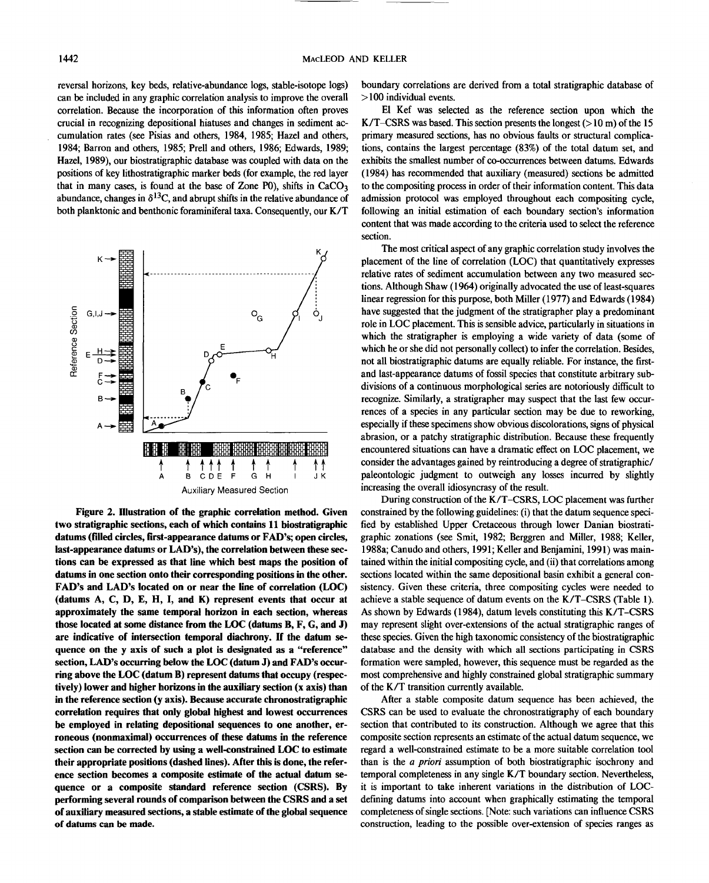reversal horizons, key beds, relative-abundance logs, stable-isotope logs) can be included in any graphic correlation analysis to improve the overall correlation. Because the incorporation of this information often proves crucial in recognizing depositional hiatuses and changes in sediment accumulation rates (see Pisias and others, 1984, 1985; Hazel and others, 1984; Barron and others, 1985; Prell and others, 1986; Edwards, 1989; Hazel, 1989), our biostratigraphic database was coupled with data on the positions of key lithostratigraphic marker beds (for example, the red layer that in many cases, is found at the base of Zone P0), shifts in $CaCO_3$ abundance, changes in $\delta^{13}C$, and abrupt shifts in the relative abundance of both planktonic and benthonic foraminiferal taxa. Consequently, our K/T boundary correlations are derived from a total stratigraphic database of >100 individual events.

K
G,I,J
E H D
F C
B
A
Reference Section

A B C D E F G H I J K
Auxiliary Measured Section

**Figure 2. Illustration of the graphic correlation method. Given two stratigraphic sections, each of which contains 11 biostratigraphic datums (filled circles, first-appearance datums or FAD's; open circles, last-appearance datums or LAD's), the correlation between these sections can be expressed as that line which best maps the position of datums in one section onto their corresponding positions in the other. FAD's and LAD's located on or near the line of correlation (LOC) (datums A, C, D, E, H, I, and K) represent events that occur at approximately the same temporal horizon in each section, whereas those located at some distance from the LOC (datums B, F, G, and J) are indicative of intersection temporal diachrony. If the datum sequence on the y axis of such a plot is designated as a "reference" section, LAD's occurring below the LOC (datum J) and FAD's occurring above the LOC (datum B) represent datums that occupy (respectively) lower and higher horizons in the auxiliary section (x axis) than in the reference section (y axis). Because accurate chronostratigraphic correlation requires that only global highest and lowest occurrences be employed in relating depositional sequences to one another, erroneous (nonmaximal) occurrences of these datums in the reference section can be corrected by using a well-constrained LOC to estimate their appropriate positions (dashed lines). After this is done, the reference section becomes a composite estimate of the actual datum sequence or a composite standard reference section (CSRS). By performing several rounds of comparison between the CSRS and a set of auxiliary measured sections, a stable estimate of the global sequence of datums can be made.**

El Kef was selected as the reference section upon which the K/T–CSRS was based. This section presents the longest (>10 m) of the 15 primary measured sections, has no obvious faults or structural complications, contains the largest percentage (83%) of the total datum set, and exhibits the smallest number of co-occurrences between datums. Edwards (1984) has recommended that auxiliary (measured) sections be admitted to the compositing process in order of their information content. This data admission protocol was employed throughout each compositing cycle, following an initial estimation of each boundary section's information content that was made according to the criteria used to select the reference section.

The most critical aspect of any graphic correlation study involves the placement of the line of correlation (LOC) that quantitatively expresses relative rates of sediment accumulation between any two measured sections. Although Shaw (1964) originally advocated the use of least-squares linear regression for this purpose, both Miller (1977) and Edwards (1984) have suggested that the judgment of the stratigrapher play a predominant role in LOC placement. This is sensible advice, particularly in situations in which the stratigrapher is employing a wide variety of data (some of which he or she did not personally collect) to infer the correlation. Besides, not all biostratigraphic datums are equally reliable. For instance, the first- and last-appearance datums of fossil species that constitute arbitrary subdivisions of a continuous morphological series are notoriously difficult to recognize. Similarly, a stratigrapher may suspect that the last few occurrences of a species in any particular section may be due to reworking, especially if these specimens show obvious discolorations, signs of physical abrasion, or a patchy stratigraphic distribution. Because these frequently encountered situations can have a dramatic effect on LOC placement, we consider the advantages gained by reintroducing a degree of stratigraphic/paleontologic judgment to outweigh any losses incurred by slightly increasing the overall idiosyncrasy of the result.

During construction of the K/T–CSRS, LOC placement was further constrained by the following guidelines: (i) that the datum sequence specified by established Upper Cretaceous through lower Danian biostratigraphic zonations (see Smit, 1982; Berggren and Miller, 1988; Keller, 1988a; Canudo and others, 1991; Keller and Benjamini, 1991) was maintained within the initial compositing cycle, and (ii) that correlations among sections located within the same depositional basin exhibit a general consistency. Given these criteria, three compositing cycles were needed to achieve a stable sequence of datum events on the K/T–CSRS (Table 1). As shown by Edwards (1984), datum levels constituting this K/T–CSRS may represent slight over-extensions of the actual stratigraphic ranges of these species. Given the high taxonomic consistency of the biostratigraphic database and the density with which all sections participating in CSRS formation were sampled, however, this sequence must be regarded as the most comprehensive and highly constrained global stratigraphic summary of the K/T transition currently available.

After a stable composite datum sequence has been achieved, the CSRS can be used to evaluate the chronostratigraphy of each boundary section that contributed to its construction. Although we agree that this composite section represents an estimate of the actual datum sequence, we regard a well-constrained estimate to be a more suitable correlation tool than is the *a priori* assumption of both biostratigraphic isochrony and temporal completeness in any single K/T boundary section. Nevertheless, it is important to take inherent variations in the distribution of LOC-defining datums into account when graphically estimating the temporal completeness of single sections. [Note: such variations can influence CSRS construction, leading to the possible over-extension of species ranges as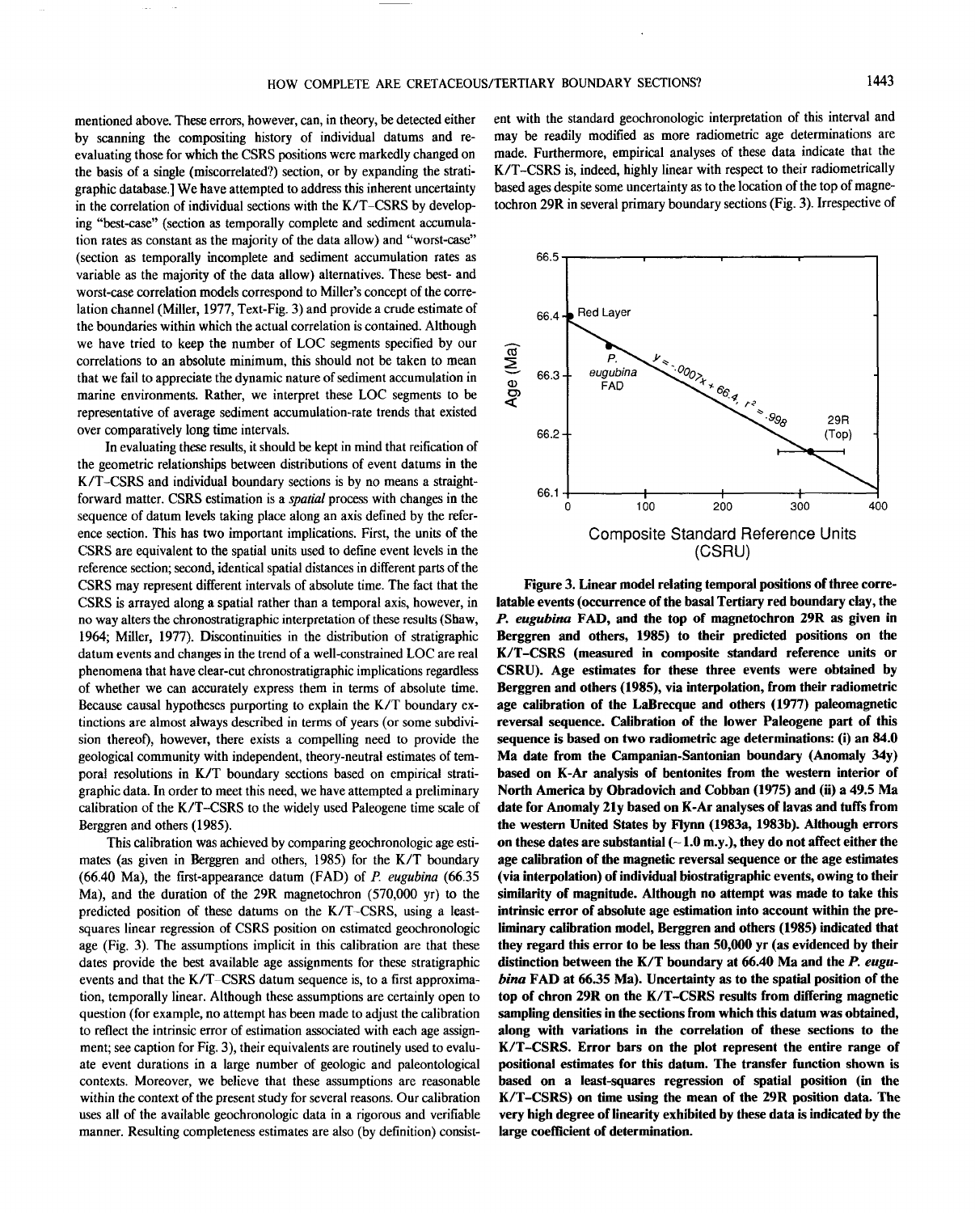mentioned above. These errors, however, can, in theory, be detected either by scanning the compositing history of individual datums and re-evaluating those for which the CSRS positions were markedly changed on the basis of a single (miscorrelated?) section, or by expanding the stratigraphic database.] We have attempted to address this inherent uncertainty in the correlation of individual sections with the K/T–CSRS by developing "best-case" (section as temporally complete and sediment accumulation rates as constant as the majority of the data allow) and "worst-case" (section as temporally incomplete and sediment accumulation rates as variable as the majority of the data allow) alternatives. These best- and worst-case correlation models correspond to Miller's concept of the correlation channel (Miller, 1977, Text-Fig. 3) and provide a crude estimate of the boundaries within which the actual correlation is contained. Although we have tried to keep the number of LOC segments specified by our correlations to an absolute minimum, this should not be taken to mean that we fail to appreciate the dynamic nature of sediment accumulation in marine environments. Rather, we interpret these LOC segments to be representative of average sediment accumulation-rate trends that existed over comparatively long time intervals.

In evaluating these results, it should be kept in mind that reification of the geometric relationships between distributions of event datums in the K/T–CSRS and individual boundary sections is by no means a straightforward matter. CSRS estimation is a *spatial* process with changes in the sequence of datum levels taking place along an axis defined by the reference section. This has two important implications. First, the units of the CSRS are equivalent to the spatial units used to define event levels in the reference section; second, identical spatial distances in different parts of the CSRS may represent different intervals of absolute time. The fact that the CSRS is arrayed along a spatial rather than a temporal axis, however, in no way alters the chronostratigraphic interpretation of these results (Shaw, 1964; Miller, 1977). Discontinuities in the distribution of stratigraphic datum events and changes in the trend of a well-constrained LOC are real phenomena that have clear-cut chronostratigraphic implications regardless of whether we can accurately express them in terms of absolute time. Because causal hypotheses purporting to explain the K/T boundary extinctions are almost always described in terms of years (or some subdivision thereof), however, there exists a compelling need to provide the geological community with independent, theory-neutral estimates of temporal resolutions in K/T boundary sections based on empirical stratigraphic data. In order to meet this need, we have attempted a preliminary calibration of the K/T–CSRS to the widely used Paleogene time scale of Berggren and others (1985).

This calibration was achieved by comparing geochronologic age estimates (as given in Berggren and others, 1985) for the K/T boundary (66.40 Ma), the first-appearance datum (FAD) of *P. eugubina* (66.35 Ma), and the duration of the 29R magnetochron (570,000 yr) to the predicted position of these datums on the K/T–CSRS, using a least-squares linear regression of CSRS position on estimated geochronologic age (Fig. 3). The assumptions implicit in this calibration are that these dates provide the best available age assignments for these stratigraphic events and that the K/T–CSRS datum sequence is, to a first approximation, temporally linear. Although these assumptions are certainly open to question (for example, no attempt has been made to adjust the calibration to reflect the intrinsic error of estimation associated with each age assignment; see caption for Fig. 3), their equivalents are routinely used to evaluate event durations in a large number of geologic and paleontological contexts. Moreover, we believe that these assumptions are reasonable within the context of the present study for several reasons. Our calibration uses all of the available geochronologic data in a rigorous and verifiable manner. Resulting completeness estimates are also (by definition) consistent with the standard geochronologic interpretation of this interval and may be readily modified as more radiometric age determinations are made. Furthermore, empirical analyses of these data indicate that the K/T–CSRS is, indeed, highly linear with respect to their radiometrically based ages despite some uncertainty as to the location of the top of magnetochron 29R in several primary boundary sections (Fig. 3). Irrespective of

Age (Ma)
66.5
66.4
66.3
66.2
66.1
Red Layer
P. eugubina FAD
29R (Top)
$y = -.0007x + 66.4,\ r^2 = .998$
0
100
200
300
400
Composite Standard Reference Units (CSRU)

**Figure 3. Linear model relating temporal positions of three correlatable events (occurrence of the basal Tertiary red boundary clay, the *P. eugubina* FAD, and the top of magnetochron 29R as given in Berggren and others, 1985) to their predicted positions on the K/T–CSRS (measured in composite standard reference units or CSRU). Age estimates for these three events were obtained by Berggren and others (1985), via interpolation, from their radiometric age calibration of the LaBrecque and others (1977) paleomagnetic reversal sequence. Calibration of the lower Paleogene part of this sequence is based on two radiometric age determinations: (i) an 84.0 Ma date from the Campanian-Santonian boundary (Anomaly 34y) based on K-Ar analysis of bentonites from the western interior of North America by Obradovich and Cobban (1975) and (ii) a 49.5 Ma date for Anomaly 21y based on K-Ar analyses of lavas and tuffs from the western United States by Flynn (1983a, 1983b). Although errors on these dates are substantial (~1.0 m.y.), they do not affect either the age calibration of the magnetic reversal sequence or the age estimates (via interpolation) of individual biostratigraphic events, owing to their similarity of magnitude. Although no attempt was made to take this intrinsic error of absolute age estimation into account within the preliminary calibration model, Berggren and others (1985) indicated that they regard this error to be less than 50,000 yr (as evidenced by their distinction between the K/T boundary at 66.40 Ma and the *P. eugubina* FAD at 66.35 Ma). Uncertainty as to the spatial position of the top of chron 29R on the K/T–CSRS results from differing magnetic sampling densities in the sections from which this datum was obtained, along with variations in the correlation of these sections to the K/T–CSRS. Error bars on the plot represent the entire range of positional estimates for this datum. The transfer function shown is based on a least-squares regression of spatial position (in the K/T–CSRS) on time using the mean of the 29R position data. The very high degree of linearity exhibited by these data is indicated by the large coefficient of determination.**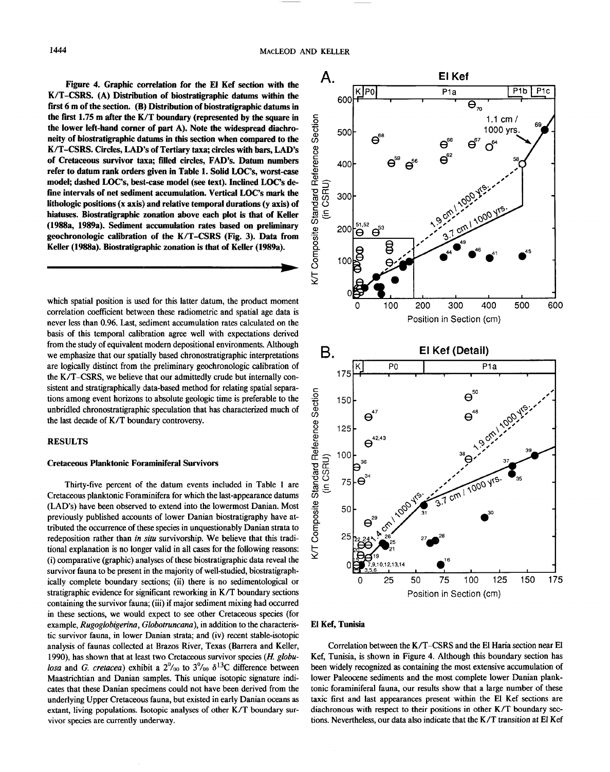Figure 4. Graphic correlation for the El Kef section with the K/T–CSRS. (A) Distribution of biostratigraphic datums within the first 6 m of the section. (B) Distribution of biostratigraphic datums in the first 1.75 m after the K/T boundary (represented by the square in the lower left-hand corner of part A). Note the widespread diachroneity of biostratigraphic datums in this section when compared to the K/T–CSRS. Circles, LAD's of Tertiary taxa; circles with bars, LAD's of Cretaceous survivor taxa; filled circles, FAD's. Datum numbers refer to datum rank orders given in Table 1. Solid LOC's, worst-case model; dashed LOC's, best-case model (see text). Inclined LOC's define intervals of net sediment accumulation. Vertical LOC's mark the lithologic positions (x axis) and relative temporal durations (y axis) of hiatuses. Biostratigraphic zonation above each plot is that of Keller (1988a, 1989a). Sediment accumulation rates based on preliminary geochronologic calibration of the K/T–CSRS (Fig. 3). Data from Keller (1988a). Biostratigraphic zonation is that of Keller (1989a).

which spatial position is used for this latter datum, the product moment correlation coefficient between these radiometric and spatial age data is never less than 0.96. Last, sediment accumulation rates calculated on the basis of this temporal calibration agree well with expectations derived from the study of equivalent modern depositional environments. Although we emphasize that our spatially based chronostratigraphic interpretations are logically distinct from the preliminary geochronologic calibration of the K/T–CSRS, we believe that our admittedly crude but internally consistent and stratigraphically data-based method for relating spatial separations among event horizons to absolute geologic time is preferable to the unbridled chronostratigraphic speculation that has characterized much of the last decade of K/T boundary controversy.

## RESULTS

### Cretaceous Planktonic Foraminiferal Survivors

Thirty-five percent of the datum events included in Table 1 are Cretaceous planktonic Foraminifera for which the last-appearance datums (LAD's) have been observed to extend into the lowermost Danian. Most previously published accounts of lower Danian biostratigraphy have attributed the occurrence of these species in unquestionably Danian strata to redeposition rather than *in situ* survivorship. We believe that this traditional explanation is no longer valid in all cases for the following reasons: (i) comparative (graphic) analyses of these biostratigraphic data reveal the survivor fauna to be present in the majority of well-studied, biostratigraphically complete boundary sections; (ii) there is no sedimentological or stratigraphic evidence for significant reworking in K/T boundary sections containing the survivor fauna; (iii) if major sediment mixing had occurred in these sections, we would expect to see other Cretaceous species (for example, *Rugoglobigerina*, *Globotruncana*), in addition to the characteristic survivor fauna, in lower Danian strata; and (iv) recent stable-isotopic analysis of faunas collected at Brazos River, Texas (Barrera and Keller, 1990), has shown that at least two Cretaceous survivor species (*H. globulosa* and *G. cretacea*) exhibit a 2‰ to 3‰ $\delta^{13}C$ difference between Maastrichtian and Danian samples. This unique isotopic signature indicates that these Danian specimens could not have been derived from the underlying Upper Cretaceous fauna, but existed in early Danian oceans as extant, living populations. Isotopic analyses of other K/T boundary survivor species are currently underway.

### El Kef, Tunisia

Correlation between the K/T–CSRS and the El Haria section near El Kef, Tunisia, is shown in Figure 4. Although this boundary section has been widely recognized as containing the most extensive accumulation of lower Paleocene sediments and the most complete lower Danian planktonic foraminiferal fauna, our results show that a large number of these taxic first and last appearances present within the El Kef sections are diachronous with respect to their positions in other K/T boundary sections. Nevertheless, our data also indicate that the K/T transition at El Kef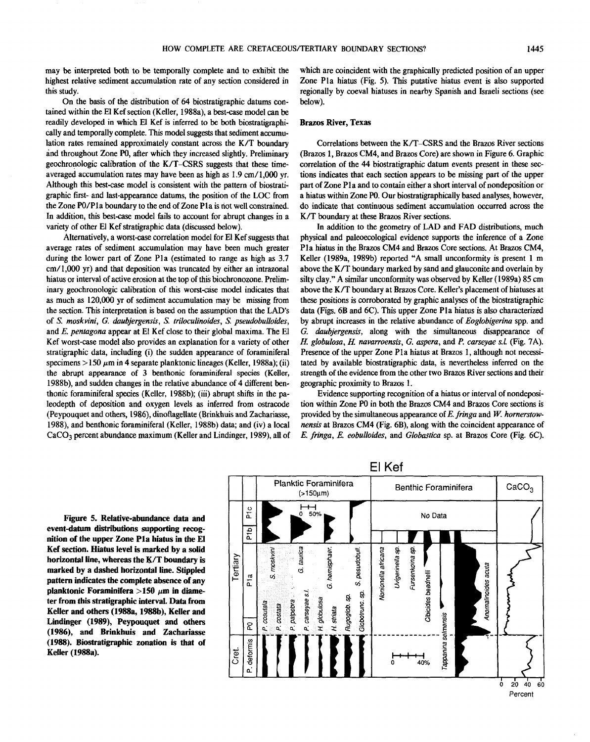may be interpreted both to be temporally complete and to exhibit the highest relative sediment accumulation rate of any section considered in this study.

On the basis of the distribution of 64 biostratigraphic datums contained within the El Kef section (Keller, 1988a), a best-case model can be readily developed in which El Kef is inferred to be both biostratigraphically and temporally complete. This model suggests that sediment accumulation rates remained approximately constant across the K/T boundary and throughout Zone P0, after which they increased slightly. Preliminary geochronologic calibration of the K/T–CSRS suggests that these time-averaged accumulation rates may have been as high as 1.9 cm/1,000 yr. Although this best-case model is consistent with the pattern of biostratigraphic first- and last-appearance datums, the position of the LOC from the Zone P0/P1a boundary to the end of Zone P1a is not well constrained. In addition, this best-case model fails to account for abrupt changes in a variety of other El Kef stratigraphic data (discussed below).

Alternatively, a worst-case correlation model for El Kef suggests that average rates of sediment accumulation may have been much greater during the lower part of Zone P1a (estimated to range as high as 3.7 cm/1,000 yr) and that deposition was truncated by either an intrazonal hiatus or interval of active erosion at the top of this biochronozone. Preliminary geochronologic calibration of this worst-case model indicates that as much as 120,000 yr of sediment accumulation may be missing from the section. This interpretation is based on the assumption that the LAD's of *S. moskvini*, *G. daubjergensis*, *S. triloculinoides*, *S. pseudobulloides*, and *E. pentagona* appear at El Kef close to their global maxima. The El Kef worst-case model also provides an explanation for a variety of other stratigraphic data, including (i) the sudden appearance of foraminiferal specimens >150 μm in 4 separate planktonic lineages (Keller, 1988a); (ii) the abrupt appearance of 3 benthonic foraminiferal species (Keller, 1988b), and sudden changes in the relative abundance of 4 different benthonic foraminiferal species (Keller, 1988b); (iii) abrupt shifts in the paleodepth of deposition and oxygen levels as inferred from ostracode (Peypouquet and others, 1986), dinoflagellate (Brinkhuis and Zachariasse, 1988), and benthonic foraminiferal (Keller, 1988b) data; and (iv) a local $CaCO_3$ percent abundance maximum (Keller and Lindinger, 1989), all of which are coincident with the graphically predicted position of an upper Zone P1a hiatus (Fig. 5). This putative hiatus event is also supported regionally by coeval hiatuses in nearby Spanish and Israeli sections (see below).

### Brazos River, Texas

Correlations between the K/T–CSRS and the Brazos River sections (Brazos 1, Brazos CM4, and Brazos Core) are shown in Figure 6. Graphic correlation of the 44 biostratigraphic datum events present in these sections indicates that each section appears to be missing part of the upper part of Zone P1a and to contain either a short interval of nondeposition or a hiatus within Zone P0. Our biostratigraphically based analyses, however, do indicate that continuous sediment accumulation occurred across the K/T boundary at these Brazos River sections.

In addition to the geometry of LAD and FAD distributions, much physical and paleoecological evidence supports the inference of a Zone P1a hiatus in the Brazos CM4 and Brazos Core sections. At Brazos CM4, Keller (1989a, 1989b) reported "A small unconformity is present 1 m above the K/T boundary marked by sand and glauconite and overlain by silty clay." A similar unconformity was observed by Keller (1989a) 85 cm above the K/T boundary at Brazos Core. Keller's placement of hiatuses at these positions is corroborated by graphic analyses of the biostratigraphic data (Figs. 6B and 6C). This upper Zone P1a hiatus is also characterized by abrupt increases in the relative abundance of *Eoglobigerina* spp. and *G. daubjergensis*, along with the simultaneous disappearance of *H. globulosa*, *H. navarroensis*, *G. aspera*, and *P. carseyae s.l.* (Fig. 7A). Presence of the upper Zone P1a hiatus at Brazos 1, although not necessitated by available biostratigraphic data, is nevertheless inferred on the strength of the evidence from the other two Brazos River sections and their geographic proximity to Brazos 1.

Evidence supporting recognition of a hiatus or interval of nondeposition within Zone P0 in both the Brazos CM4 and Brazos Core sections is provided by the simultaneous appearance of *E. fringa* and *W. hornerstownensis* at Brazos CM4 (Fig. 6B), along with the coincident appearance of *E. fringa*, *E. eobulloides*, and *Globastica* sp. at Brazos Core (Fig. 6C).

**Figure 5. Relative-abundance data and event-datum distributions supporting recognition of the upper Zone P1a hiatus in the El Kef section. Hiatus level is marked by a solid horizontal line, whereas the K/T boundary is marked by a dashed horizontal line. Stippled pattern indicates the complete absence of any planktonic Foraminifera >150 μm in diameter from this stratigraphic interval. Data from Keller and others (1988a, 1988b), Keller and Lindinger (1989), Peypouquet and others (1986), and Brinkhuis and Zachariasse (1988). Biostratigraphic zonation is that of Keller (1988a).**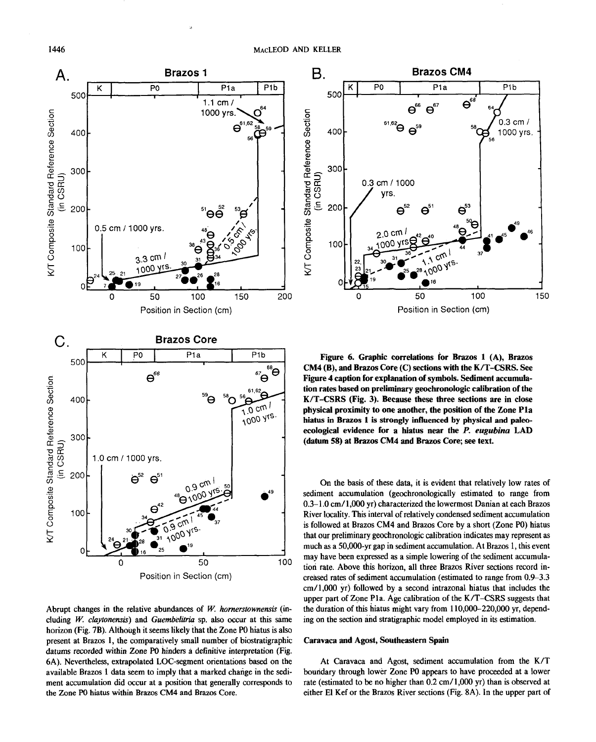**Figure 6. Graphic correlations for Brazos 1 (A), Brazos CM4 (B), and Brazos Core (C) sections with the K/T–CSRS. See Figure 4 caption for explanation of symbols. Sediment accumulation rates based on preliminary geochronologic calibration of the K/T–CSRS (Fig. 3). Because these three sections are in close physical proximity to one another, the position of the Zone P1a hiatus in Brazos 1 is strongly influenced by physical and paleoecological evidence for a hiatus near the *P. eugubina* LAD (datum 58) at Brazos CM4 and Brazos Core; see text.**

Abrupt changes in the relative abundances of *W. hornerstownensis* (including *W. claytonensis*) and *Guembelitria* sp. also occur at this same horizon (Fig. 7B). Although it seems likely that the Zone P0 hiatus is also present at Brazos 1, the comparatively small number of biostratigraphic datums recorded within Zone P0 hinders a definitive interpretation (Fig. 6A). Nevertheless, extrapolated LOC-segment orientations based on the available Brazos 1 data seem to imply that a marked change in the sediment accumulation did occur at a position that generally corresponds to the Zone P0 hiatus within Brazos CM4 and Brazos Core.

On the basis of these data, it is evident that relatively low rates of sediment accumulation (geochronologically estimated to range from 0.3–1.0 cm/1,000 yr) characterized the lowermost Danian at each Brazos River locality. This interval of relatively condensed sediment accumulation is followed at Brazos CM4 and Brazos Core by a short (Zone P0) hiatus that our preliminary geochronologic calibration indicates may represent as much as a 50,000-yr gap in sediment accumulation. At Brazos 1, this event may have been expressed as a simple lowering of the sediment accumulation rate. Above this horizon, all three Brazos River sections record increased rates of sediment accumulation (estimated to range from 0.9–3.3 cm/1,000 yr) followed by a second intrazonal hiatus that includes the upper part of Zone P1a. Age calibration of the K/T–CSRS suggests that the duration of this hiatus might vary from 110,000–220,000 yr, depending on the section and stratigraphic model employed in its estimation.

### Caravaca and Agost, Southeastern Spain

At Caravaca and Agost, sediment accumulation from the K/T boundary through lower Zone P0 appears to have proceeded at a lower rate (estimated to be no higher than 0.2 cm/1,000 yr) than is observed at either El Kef or the Brazos River sections (Fig. 8A). In the upper part of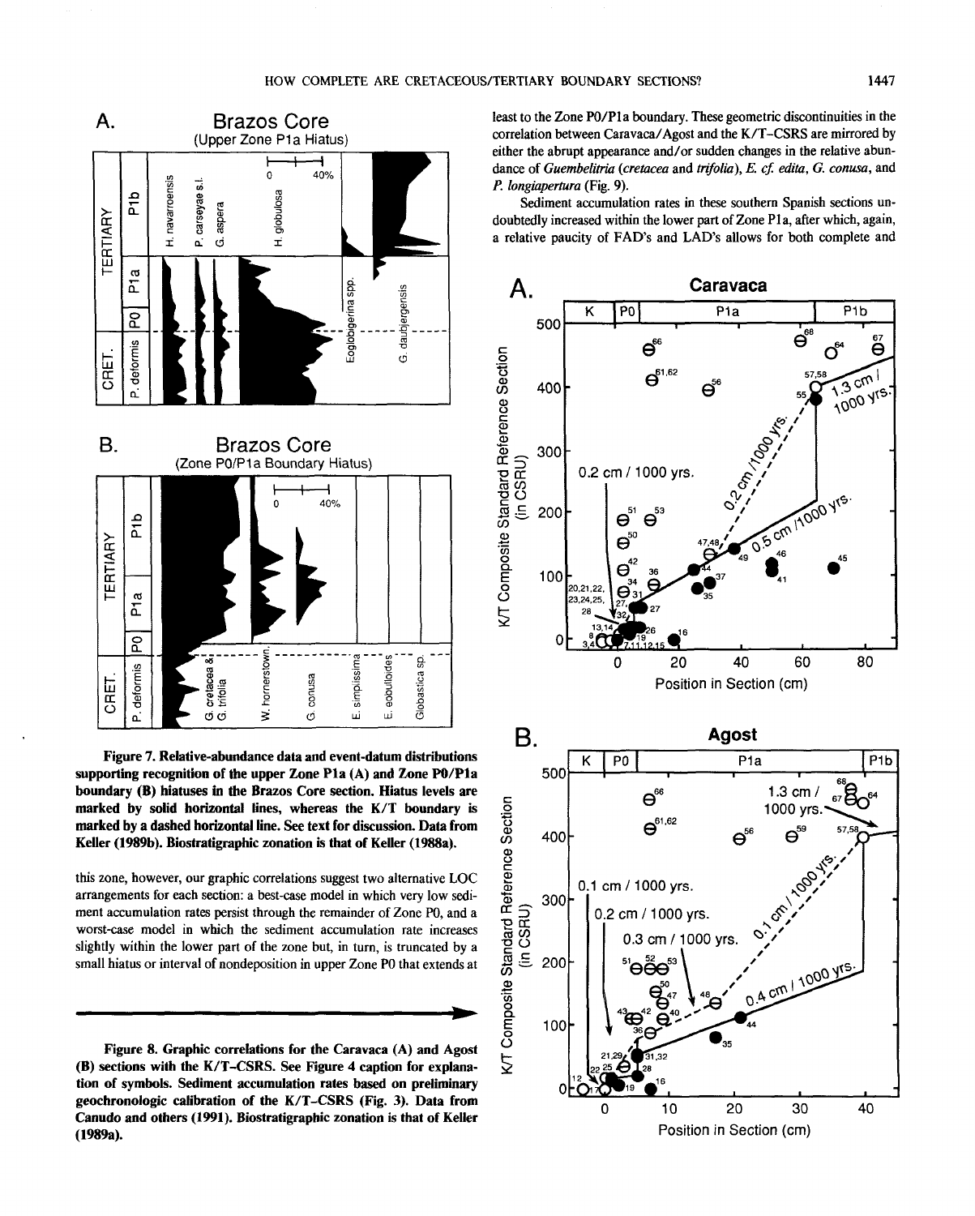Figure 7. Relative-abundance data and event-datum distributions supporting recognition of the upper Zone P1a (A) and Zone P0/P1a boundary (B) hiatuses in the Brazos Core section. Hiatus levels are marked by solid horizontal lines, whereas the K/T boundary is marked by a dashed horizontal line. See text for discussion. Data from Keller (1989b). Biostratigraphic zonation is that of Keller (1988a).

this zone, however, our graphic correlations suggest two alternative LOC arrangements for each section: a best-case model in which very low sediment accumulation rates persist through the remainder of Zone P0, and a worst-case model in which the sediment accumulation rate increases slightly within the lower part of the zone but, in turn, is truncated by a small hiatus or interval of nondeposition in upper Zone P0 that extends at least to the Zone P0/P1a boundary. These geometric discontinuities in the correlation between Caravaca/Agost and the K/T-CSRS are mirrored by either the abrupt appearance and/or sudden changes in the relative abundance of *Guembelitria* (*cretacea* and *trifolia*), *E. cf. edita*, *G. conusa*, and *P. longiapertura* (Fig. 9).

Sediment accumulation rates in these southern Spanish sections undoubtedly increased within the lower part of Zone P1a, after which, again, a relative paucity of FAD's and LAD's allows for both complete and

Figure 8. Graphic correlations for the Caravaca (A) and Agost (B) sections with the K/T-CSRS. See Figure 4 caption for explanation of symbols. Sediment accumulation rates based on preliminary geochronologic calibration of the K/T-CSRS (Fig. 3). Data from Canudo and others (1991). Biostratigraphic zonation is that of Keller (1989a).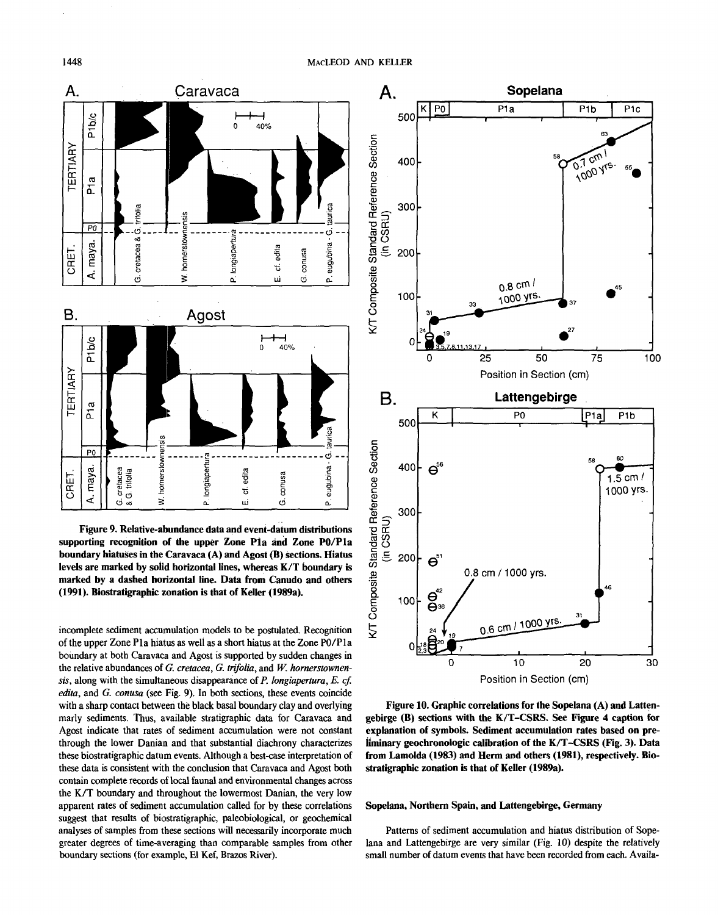Figure 9. Relative-abundance data and event-datum distributions supporting recognition of the upper Zone P1a and Zone P0/P1a boundary hiatuses in the Caravaca (A) and Agost (B) sections. Hiatus levels are marked by solid horizontal lines, whereas K/T boundary is marked by a dashed horizontal line. Data from Canudo and others (1991). Biostratigraphic zonation is that of Keller (1989a).

incomplete sediment accumulation models to be postulated. Recognition of the upper Zone P1a hiatus as well as a short hiatus at the Zone P0/P1a boundary at both Caravaca and Agost is supported by sudden changes in the relative abundances of *G. cretacea*, *G. trifolia*, and *W. hornerstownensis*, along with the simultaneous disappearance of *P. longiapertura*, *E. cf. edita*, and *G. conusa* (see Fig. 9). In both sections, these events coincide with a sharp contact between the black basal boundary clay and overlying marly sediments. Thus, available stratigraphic data for Caravaca and Agost indicate that rates of sediment accumulation were not constant through the lower Danian and that substantial diachrony characterizes these biostratigraphic datum events. Although a best-case interpretation of these data is consistent with the conclusion that Caravaca and Agost both contain complete records of local faunal and environmental changes across the K/T boundary and throughout the lowermost Danian, the very low apparent rates of sediment accumulation called for by these correlations suggest that results of biostratigraphic, paleobiological, or geochemical analyses of samples from these sections will necessarily incorporate much greater degrees of time-averaging than comparable samples from other boundary sections (for example, El Kef, Brazos River).

Figure 10. Graphic correlations for the Sopelana (A) and Lattengebirge (B) sections with the K/T-CSRS. See Figure 4 caption for explanation of symbols. Sediment accumulation rates based on preliminary geochronologic calibration of the K/T-CSRS (Fig. 3). Data from Lamolda (1983) and Herm and others (1981), respectively. Biostratigraphic zonation is that of Keller (1989a).

### Sopelana, Northern Spain, and Lattengebirge, Germany

Patterns of sediment accumulation and hiatus distribution of Sopelana and Lattengebirge are very similar (Fig. 10) despite the relatively small number of datum events that have been recorded from each. Availa-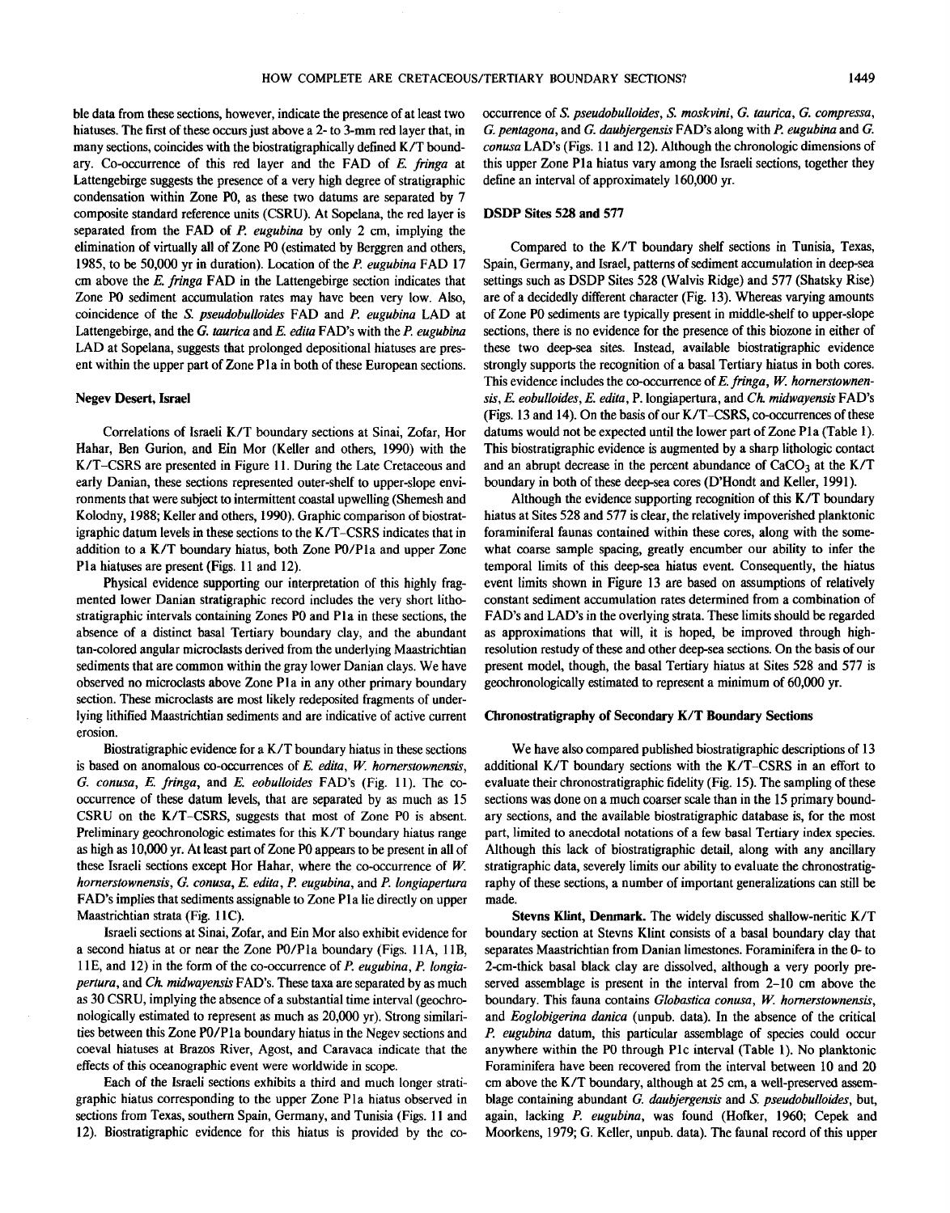ble data from these sections, however, indicate the presence of at least two hiatuses. The first of these occurs just above a 2- to 3-mm red layer that, in many sections, coincides with the biostratigraphically defined K/T boundary. Co-occurrence of this red layer and the FAD of *E. fringa* at Lattengebirge suggests the presence of a very high degree of stratigraphic condensation within Zone P0, as these two datums are separated by 7 composite standard reference units (CSRU). At Sopelana, the red layer is separated from the FAD of *P. eugubina* by only 2 cm, implying the elimination of virtually all of Zone P0 (estimated by Berggren and others, 1985, to be 50,000 yr in duration). Location of the *P. eugubina* FAD 17 cm above the *E. fringa* FAD in the Lattengebirge section indicates that Zone P0 sediment accumulation rates may have been very low. Also, coincidence of the *S. pseudobulloides* FAD and *P. eugubina* LAD at Lattengebirge, and the *G. taurica* and *E. edita* FAD's with the *P. eugubina* LAD at Sopelana, suggests that prolonged depositional hiatuses are present within the upper part of Zone P1a in both of these European sections.

### Negev Desert, Israel

Correlations of Israeli K/T boundary sections at Sinai, Zofar, Hor Hahar, Ben Gurion, and Ein Mor (Keller and others, 1990) with the K/T–CSRS are presented in Figure 11. During the Late Cretaceous and early Danian, these sections represented outer-shelf to upper-slope environments that were subject to intermittent coastal upwelling (Shemesh and Kolodny, 1988; Keller and others, 1990). Graphic comparison of biostratigraphic datum levels in these sections to the K/T–CSRS indicates that in addition to a K/T boundary hiatus, both Zone P0/P1a and upper Zone P1a hiatuses are present (Figs. 11 and 12).

Physical evidence supporting our interpretation of this highly fragmented lower Danian stratigraphic record includes the very short lithostratigraphic intervals containing Zones P0 and P1a in these sections, the absence of a distinct basal Tertiary boundary clay, and the abundant tan-colored angular microclasts derived from the underlying Maastrichtian sediments that are common within the gray lower Danian clays. We have observed no microclasts above Zone P1a in any other primary boundary section. These microclasts are most likely redeposited fragments of underlying lithified Maastrichtian sediments and are indicative of active current erosion.

Biostratigraphic evidence for a K/T boundary hiatus in these sections is based on anomalous co-occurrences of *E. edita*, *W. hornerstownensis*, *G. conusa*, *E. fringa*, and *E. eobulloides* FAD's (Fig. 11). The co-occurrence of these datum levels, that are separated by as much as 15 CSRU on the K/T–CSRS, suggests that most of Zone P0 is absent. Preliminary geochronologic estimates for this K/T boundary hiatus range as high as 10,000 yr. At least part of Zone P0 appears to be present in all of these Israeli sections except Hor Hahar, where the co-occurrence of *W. hornerstownensis*, *G. conusa*, *E. edita*, *P. eugubina*, and *P. longiapertura* FAD's implies that sediments assignable to Zone P1a lie directly on upper Maastrichtian strata (Fig. 11C).

Israeli sections at Sinai, Zofar, and Ein Mor also exhibit evidence for a second hiatus at or near the Zone P0/P1a boundary (Figs. 11A, 11B, 11E, and 12) in the form of the co-occurrence of *P. eugubina*, *P. longiapertura*, and *Ch. midwayensis* FAD's. These taxa are separated by as much as 30 CSRU, implying the absence of a substantial time interval (geochronologically estimated to represent as much as 20,000 yr). Strong similarities between this Zone P0/P1a boundary hiatus in the Negev sections and coeval hiatuses at Brazos River, Agost, and Caravaca indicate that the effects of this oceanographic event were worldwide in scope.

Each of the Israeli sections exhibits a third and much longer stratigraphic hiatus corresponding to the upper Zone P1a hiatus observed in sections from Texas, southern Spain, Germany, and Tunisia (Figs. 11 and 12). Biostratigraphic evidence for this hiatus is provided by the co-occurrence of *S. pseudobulloides*, *S. moskvini*, *G. taurica*, *G. compressa*, *G. pentagona*, and *G. daubjergensis* FAD's along with *P. eugubina* and *G. conusa* LAD's (Figs. 11 and 12). Although the chronologic dimensions of this upper Zone P1a hiatus vary among the Israeli sections, together they define an interval of approximately 160,000 yr.

### DSDP Sites 528 and 577

Compared to the K/T boundary shelf sections in Tunisia, Texas, Spain, Germany, and Israel, patterns of sediment accumulation in deep-sea settings such as DSDP Sites 528 (Walvis Ridge) and 577 (Shatsky Rise) are of a decidedly different character (Fig. 13). Whereas varying amounts of Zone P0 sediments are typically present in middle-shelf to upper-slope sections, there is no evidence for the presence of this biozone in either of these two deep-sea sites. Instead, available biostratigraphic evidence strongly supports the recognition of a basal Tertiary hiatus in both cores. This evidence includes the co-occurrence of *E. fringa*, *W. hornerstownensis*, *E. eobulloides*, *E. edita*, P. longiapertura, and *Ch. midwayensis* FAD's (Figs. 13 and 14). On the basis of our K/T–CSRS, co-occurrences of these datums would not be expected until the lower part of Zone P1a (Table 1). This biostratigraphic evidence is augmented by a sharp lithologic contact and an abrupt decrease in the percent abundance of $CaCO_3$ at the K/T boundary in both of these deep-sea cores (D'Hondt and Keller, 1991).

Although the evidence supporting recognition of this K/T boundary hiatus at Sites 528 and 577 is clear, the relatively impoverished planktonic foraminiferal faunas contained within these cores, along with the somewhat coarse sample spacing, greatly encumber our ability to infer the temporal limits of this deep-sea hiatus event. Consequently, the hiatus event limits shown in Figure 13 are based on assumptions of relatively constant sediment accumulation rates determined from a combination of FAD's and LAD's in the overlying strata. These limits should be regarded as approximations that will, it is hoped, be improved through high-resolution restudy of these and other deep-sea sections. On the basis of our present model, though, the basal Tertiary hiatus at Sites 528 and 577 is geochronologically estimated to represent a minimum of 60,000 yr.

### Chronostratigraphy of Secondary K/T Boundary Sections

We have also compared published biostratigraphic descriptions of 13 additional K/T boundary sections with the K/T–CSRS in an effort to evaluate their chronostratigraphic fidelity (Fig. 15). The sampling of these sections was done on a much coarser scale than in the 15 primary boundary sections, and the available biostratigraphic database is, for the most part, limited to anecdotal notations of a few basal Tertiary index species. Although this lack of biostratigraphic detail, along with any ancillary stratigraphic data, severely limits our ability to evaluate the chronostratigraphy of these sections, a number of important generalizations can still be made.

**Stevns Klint, Denmark.** The widely discussed shallow-neritic K/T boundary section at Stevns Klint consists of a basal boundary clay that separates Maastrichtian from Danian limestones. Foraminifera in the 0- to 2-cm-thick basal black clay are dissolved, although a very poorly preserved assemblage is present in the interval from 2–10 cm above the boundary. This fauna contains *Globastica conusa*, *W. hornerstownensis*, and *Eoglobigerina danica* (unpub. data). In the absence of the critical *P. eugubina* datum, this particular assemblage of species could occur anywhere within the P0 through P1c interval (Table 1). No planktonic Foraminifera have been recovered from the interval between 10 and 20 cm above the K/T boundary, although at 25 cm, a well-preserved assemblage containing abundant *G. daubjergensis* and *S. pseudobulloides*, but, again, lacking *P. eugubina*, was found (Hofker, 1960; Cepek and Moorkens, 1979; G. Keller, unpub. data). The faunal record of this upper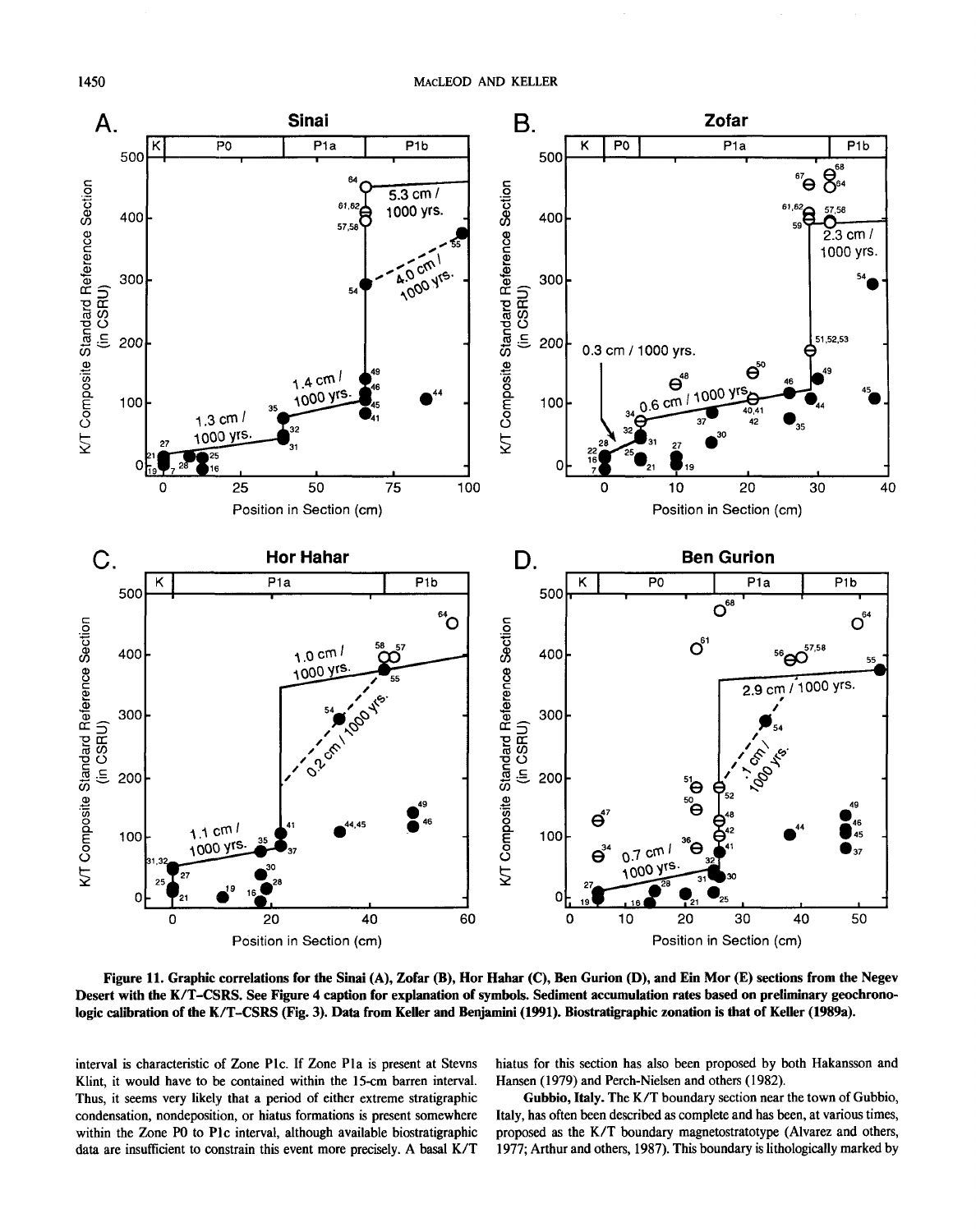Figure 11. Graphic correlations for the Sinai (A), Zofar (B), Hor Hahar (C), Ben Gurion (D), and Ein Mor (E) sections from the Negev Desert with the K/T–CSRS. See Figure 4 caption for explanation of symbols. Sediment accumulation rates based on preliminary geochronologic calibration of the K/T–CSRS (Fig. 3). Data from Keller and Benjamini (1991). Biostratigraphic zonation is that of Keller (1989a).

interval is characteristic of Zone P1c. If Zone P1a is present at Stevns Klint, it would have to be contained within the 15-cm barren interval. Thus, it seems very likely that a period of either extreme stratigraphic condensation, nondeposition, or hiatus formations is present somewhere within the Zone P0 to P1c interval, although available biostratigraphic data are insufficient to constrain this event more precisely. A basal K/T hiatus for this section has also been proposed by both Hakansson and Hansen (1979) and Perch-Nielsen and others (1982).

**Gubbio, Italy.** The K/T boundary section near the town of Gubbio, Italy, has often been described as complete and has been, at various times, proposed as the K/T boundary magnetostratotype (Alvarez and others, 1977; Arthur and others, 1987). This boundary is lithologically marked by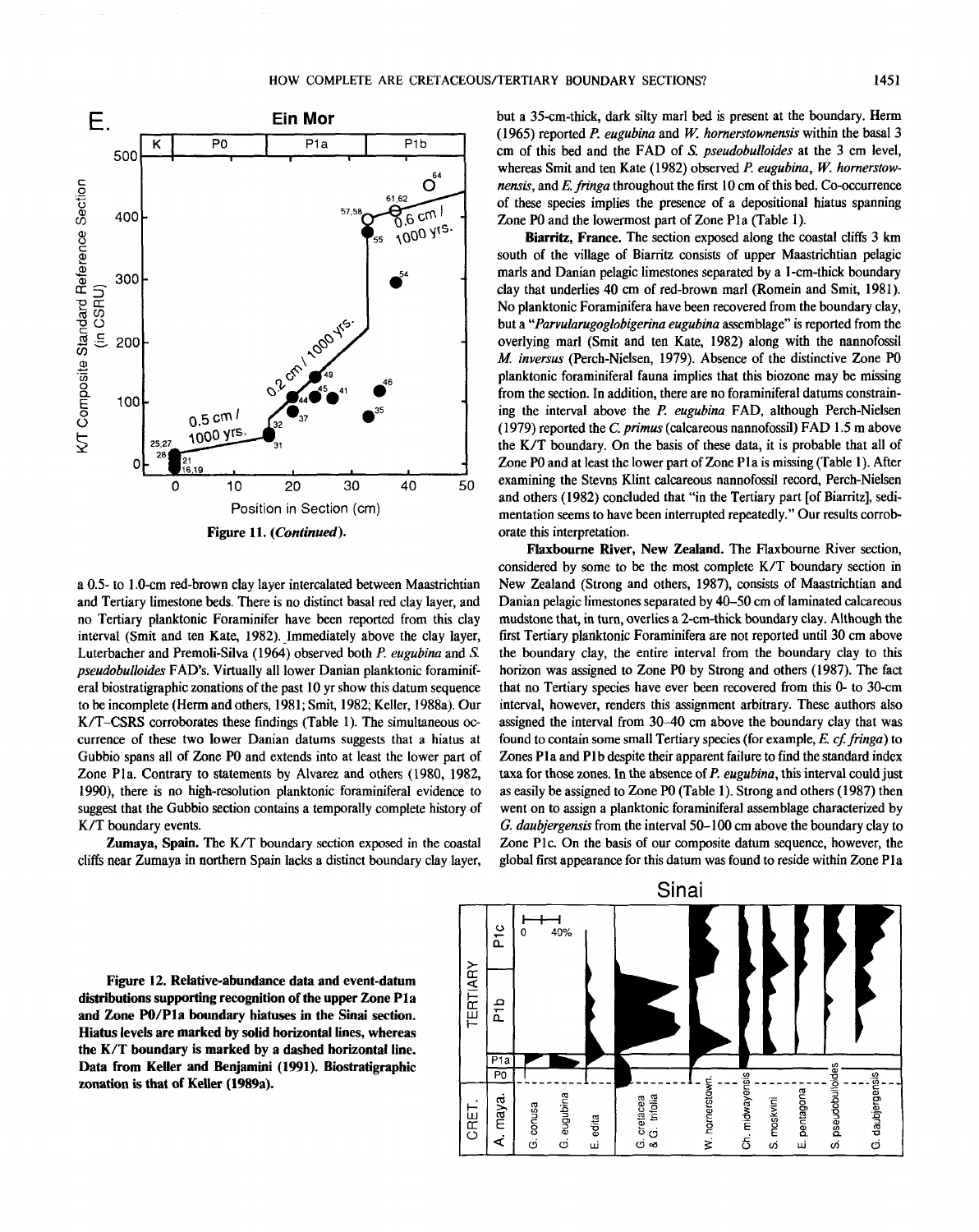Figure 11. (*Continued*).

a 0.5- to 1.0-cm red-brown clay layer intercalated between Maastrichtian and Tertiary limestone beds. There is no distinct basal red clay layer, and no Tertiary planktonic Foraminifer have been reported from this clay interval (Smit and ten Kate, 1982). Immediately above the clay layer, Luterbacher and Premoli-Silva (1964) observed both *P. eugubina* and *S. pseudobulloides* FAD's. Virtually all lower Danian planktonic foraminiferal biostratigraphic zonations of the past 10 yr show this datum sequence to be incomplete (Herm and others, 1981; Smit, 1982; Keller, 1988a). Our K/T–CSRS corroborates these findings (Table 1). The simultaneous occurrence of these two lower Danian datums suggests that a hiatus at Gubbio spans all of Zone P0 and extends into at least the lower part of Zone P1a. Contrary to statements by Alvarez and others (1980, 1982, 1990), there is no high-resolution planktonic foraminiferal evidence to suggest that the Gubbio section contains a temporally complete history of K/T boundary events.

**Zumaya, Spain.** The K/T boundary section exposed in the coastal cliffs near Zumaya in northern Spain lacks a distinct boundary clay layer, but a 35-cm-thick, dark silty marl bed is present at the boundary. Herm (1965) reported *P. eugubina* and *W. hornerstownensis* within the basal 3 cm of this bed and the FAD of *S. pseudobulloides* at the 3 cm level, whereas Smit and ten Kate (1982) observed *P. eugubina*, *W. hornerstownensis*, and *E. fringa* throughout the first 10 cm of this bed. Co-occurrence of these species implies the presence of a depositional hiatus spanning Zone P0 and the lowermost part of Zone P1a (Table 1).

**Biarritz, France.** The section exposed along the coastal cliffs 3 km south of the village of Biarritz consists of upper Maastrichtian pelagic marls and Danian pelagic limestones separated by a 1-cm-thick boundary clay that underlies 40 cm of red-brown marl (Romein and Smit, 1981). No planktonic Foraminifera have been recovered from the boundary clay, but a "*Parvularugoglobigerina eugubina* assemblage" is reported from the overlying marl (Smit and ten Kate, 1982) along with the nannofossil *M. inversus* (Perch-Nielsen, 1979). Absence of the distinctive Zone P0 planktonic foraminiferal fauna implies that this biozone may be missing from the section. In addition, there are no foraminiferal datums constraining the interval above the *P. eugubina* FAD, although Perch-Nielsen (1979) reported the *C. primus* (calcareous nannofossil) FAD 1.5 m above the K/T boundary. On the basis of these data, it is probable that all of Zone P0 and at least the lower part of Zone P1a is missing (Table 1). After examining the Stevns Klint calcareous nannofossil record, Perch-Nielsen and others (1982) concluded that "in the Tertiary part [of Biarritz], sedimentation seems to have been interrupted repeatedly." Our results corroborate this interpretation.

**Flaxbourne River, New Zealand.** The Flaxbourne River section, considered by some to be the most complete K/T boundary section in New Zealand (Strong and others, 1987), consists of Maastrichtian and Danian pelagic limestones separated by 40–50 cm of laminated calcareous mudstone that, in turn, overlies a 2-cm-thick boundary clay. Although the first Tertiary planktonic Foraminifera are not reported until 30 cm above the boundary clay, the entire interval from the boundary clay to this horizon was assigned to Zone P0 by Strong and others (1987). The fact that no Tertiary species have ever been recovered from this 0- to 30-cm interval, however, renders this assignment arbitrary. These authors also assigned the interval from 30–40 cm above the boundary clay that was found to contain some small Tertiary species (for example, *E. cf. fringa*) to Zones P1a and P1b despite their apparent failure to find the standard index taxa for those zones. In the absence of *P. eugubina*, this interval could just as easily be assigned to Zone P0 (Table 1). Strong and others (1987) then went on to assign a planktonic foraminiferal assemblage characterized by *G. daubjergensis* from the interval 50–100 cm above the boundary clay to Zone P1c. On the basis of our composite datum sequence, however, the global first appearance for this datum was found to reside within Zone P1a

**Figure 12. Relative-abundance data and event-datum distributions supporting recognition of the upper Zone P1a and Zone P0/P1a boundary hiatuses in the Sinai section. Hiatus levels are marked by solid horizontal lines, whereas the K/T boundary is marked by a dashed horizontal line. Data from Keller and Benjamini (1991). Biostratigraphic zonation is that of Keller (1989a).**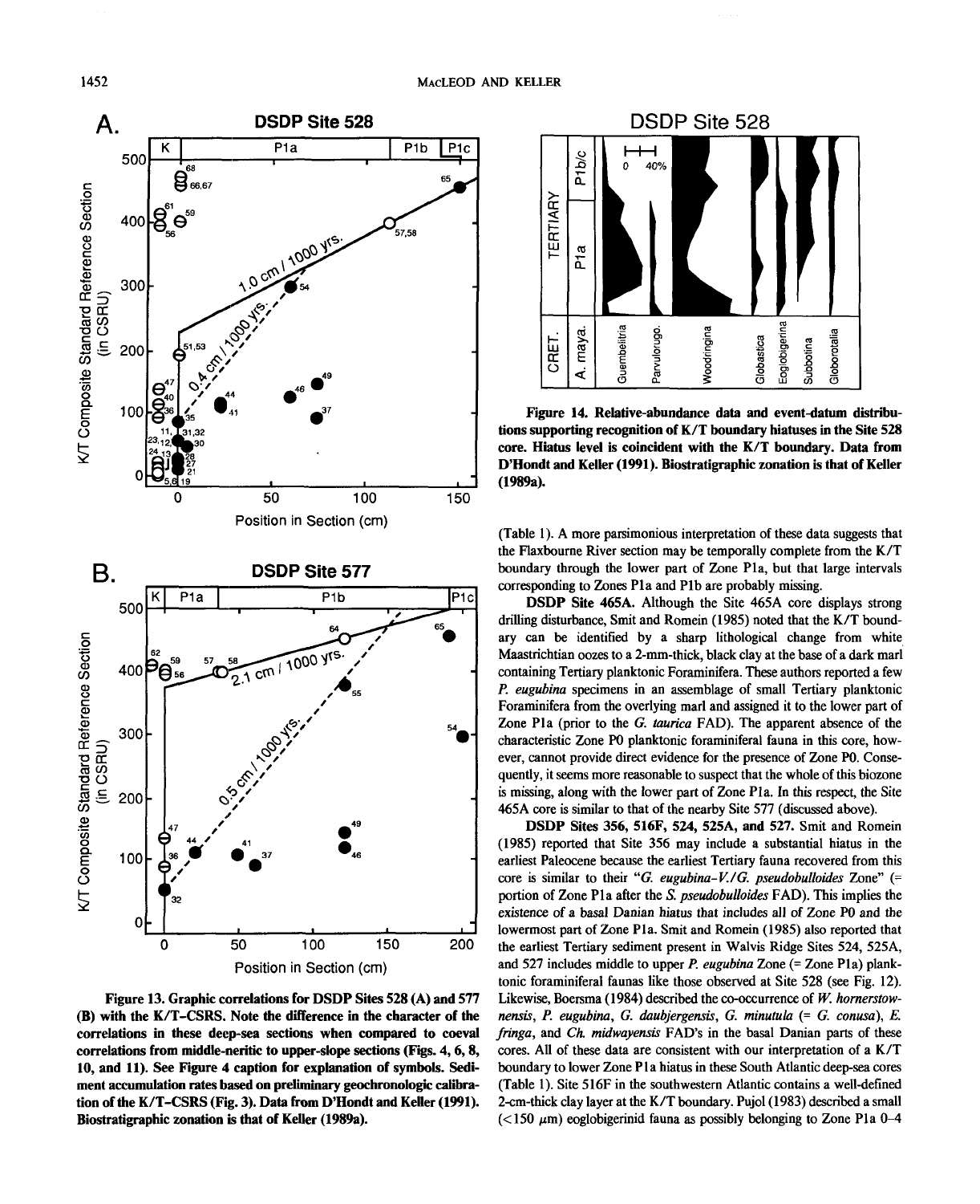Figure 13. Graphic correlations for DSDP Sites 528 (A) and 577 (B) with the K/T-CSRS. Note the difference in the character of the correlations in these deep-sea sections when compared to coeval correlations from middle-neritic to upper-slope sections (Figs. 4, 6, 8, 10, and 11). See Figure 4 caption for explanation of symbols. Sediment accumulation rates based on preliminary geochronologic calibration of the K/T-CSRS (Fig. 3). Data from D'Hondt and Keller (1991). Biostratigraphic zonation is that of Keller (1989a).

Figure 14. Relative-abundance data and event-datum distributions supporting recognition of K/T boundary hiatuses in the Site 528 core. Hiatus level is coincident with the K/T boundary. Data from D'Hondt and Keller (1991). Biostratigraphic zonation is that of Keller (1989a).

(Table 1). A more parsimonious interpretation of these data suggests that the Flaxbourne River section may be temporally complete from the K/T boundary through the lower part of Zone P1a, but that large intervals corresponding to Zones P1a and P1b are probably missing.

**DSDP Site 465A.** Although the Site 465A core displays strong drilling disturbance, Smit and Romein (1985) noted that the K/T boundary can be identified by a sharp lithological change from white Maastrichtian oozes to a 2-mm-thick, black clay at the base of a dark marl containing Tertiary planktonic Foraminifera. These authors reported a few *P. eugubina* specimens in an assemblage of small Tertiary planktonic Foraminifera from the overlying marl and assigned it to the lower part of Zone P1a (prior to the *G. taurica* FAD). The apparent absence of the characteristic Zone P0 planktonic foraminiferal fauna in this core, however, cannot provide direct evidence for the presence of Zone P0. Consequently, it seems more reasonable to suspect that the whole of this biozone is missing, along with the lower part of Zone P1a. In this respect, the Site 465A core is similar to that of the nearby Site 577 (discussed above).

**DSDP Sites 356, 516F, 524, 525A, and 527.** Smit and Romein (1985) reported that Site 356 may include a substantial hiatus in the earliest Paleocene because the earliest Tertiary fauna recovered from this core is similar to their "*G. eugubina-V./G. pseudobulloides* Zone" (= portion of Zone P1a after the *S. pseudobulloides* FAD). This implies the existence of a basal Danian hiatus that includes all of Zone P0 and the lowermost part of Zone P1a. Smit and Romein (1985) also reported that the earliest Tertiary sediment present in Walvis Ridge Sites 524, 525A, and 527 includes middle to upper *P. eugubina* Zone (= Zone P1a) planktonic foraminiferal faunas like those observed at Site 528 (see Fig. 12). Likewise, Boersma (1984) described the co-occurrence of *W. hornerstownensis*, *P. eugubina*, *G. daubjergensis*, *G. minutula* (= *G. conusa*), *E. fringa*, and *Ch. midwayensis* FAD's in the basal Danian parts of these cores. All of these data are consistent with our interpretation of a K/T boundary to lower Zone P1a hiatus in these South Atlantic deep-sea cores (Table 1). Site 516F in the southwestern Atlantic contains a well-defined 2-cm-thick clay layer at the K/T boundary. Pujol (1983) described a small (<150 $\mu$m) eoglobigerinid fauna as possibly belonging to Zone P1a 0–4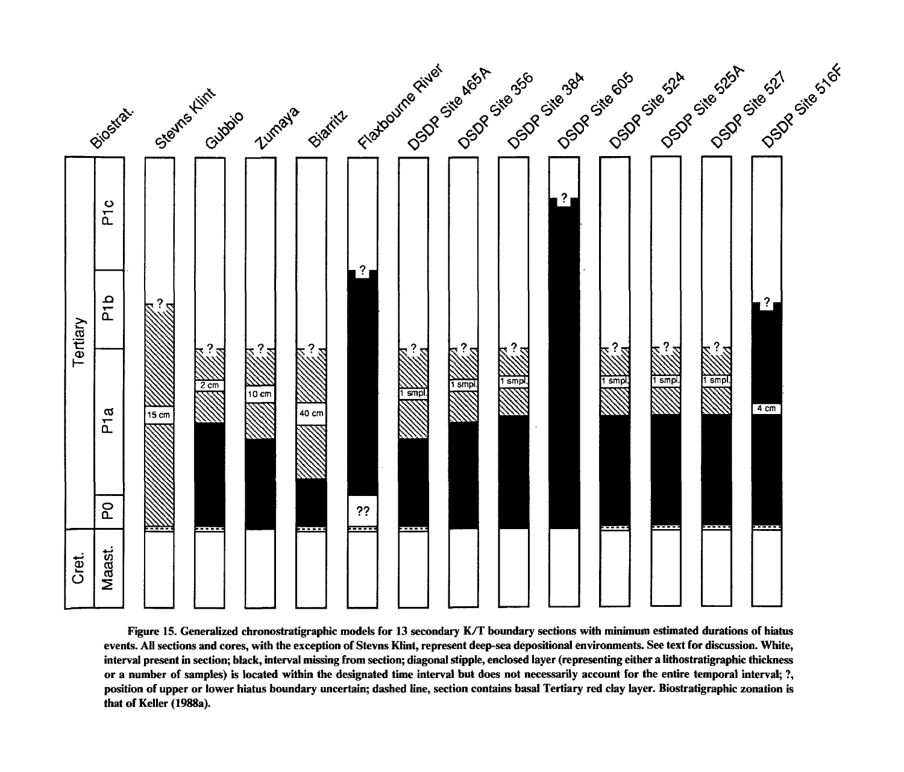**Figure 15. Generalized chronostratigraphic models for 13 secondary K/T boundary sections with minimum estimated durations of hiatus events. All sections and cores, with the exception of Stevns Klint, represent deep-sea depositional environments. See text for discussion. White, interval present in section; black, interval missing from section; diagonal stipple, enclosed layer (representing either a lithostratigraphic thickness or a number of samples) is located within the designated time interval but does not necessarily account for the entire temporal interval; ?, position of upper or lower hiatus boundary uncertain; dashed line, section contains basal Tertiary red clay layer. Biostratigraphic zonation is that of Keller (1988a).**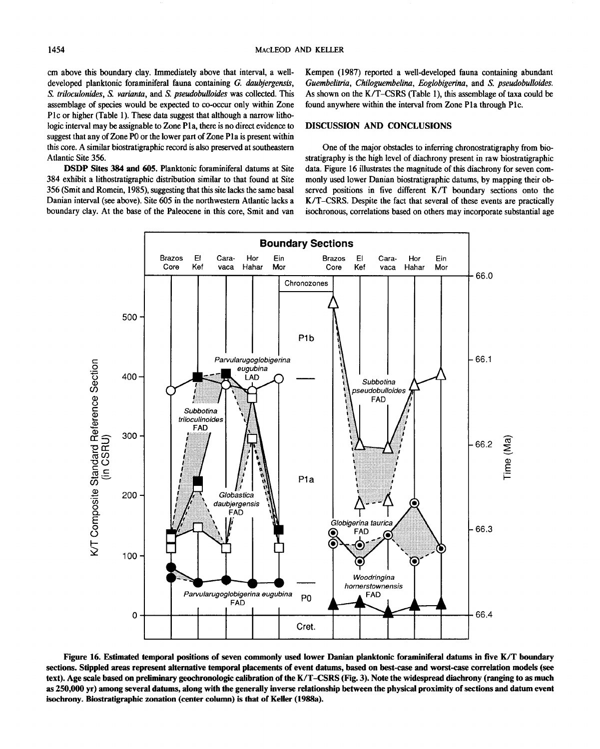cm above this boundary clay. Immediately above that interval, a well-developed planktonic foraminiferal fauna containing *G. daubjergensis*, *S. triloculonides*, *S. varianta*, and *S. pseudobulloides* was collected. This assemblage of species would be expected to co-occur only within Zone P1c or higher (Table 1). These data suggest that although a narrow lithologic interval may be assignable to Zone P1a, there is no direct evidence to suggest that any of Zone P0 or the lower part of Zone P1a is present within this core. A similar biostratigraphic record is also preserved at southeastern Atlantic Site 356.

**DSDP Sites 384 and 605.** Planktonic foraminiferal datums at Site 384 exhibit a lithostratigraphic distribution similar to that found at Site 356 (Smit and Romein, 1985), suggesting that this site lacks the same basal Danian interval (see above). Site 605 in the northwestern Atlantic lacks a boundary clay. At the base of the Paleocene in this core, Smit and van Kempen (1987) reported a well-developed fauna containing abundant *Guembelitria*, *Chiloguembelina*, *Eoglobigerina*, and *S. pseudobulloides*. As shown on the K/T–CSRS (Table 1), this assemblage of taxa could be found anywhere within the interval from Zone P1a through P1c.

## DISCUSSION AND CONCLUSIONS

One of the major obstacles to inferring chronostratigraphy from biostratigraphy is the high level of diachrony present in raw biostratigraphic data. Figure 16 illustrates the magnitude of this diachrony for seven commonly used lower Danian biostratigraphic datums, by mapping their observed positions in five different K/T boundary sections onto the K/T–CSRS. Despite the fact that several of these events are practically isochronous, correlations based on others may incorporate substantial age

**Figure 16. Estimated temporal positions of seven commonly used lower Danian planktonic foraminiferal datums in five K/T boundary sections. Stippled areas represent alternative temporal placements of event datums, based on best-case and worst-case correlation models (see text). Age scale based on preliminary geochronologic calibration of the K/T–CSRS (Fig. 3). Note the widespread diachrony (ranging to as much as 250,000 yr) among several datums, along with the generally inverse relationship between the physical proximity of sections and datum event isochrony. Biostratigraphic zonation (center column) is that of Keller (1988a).**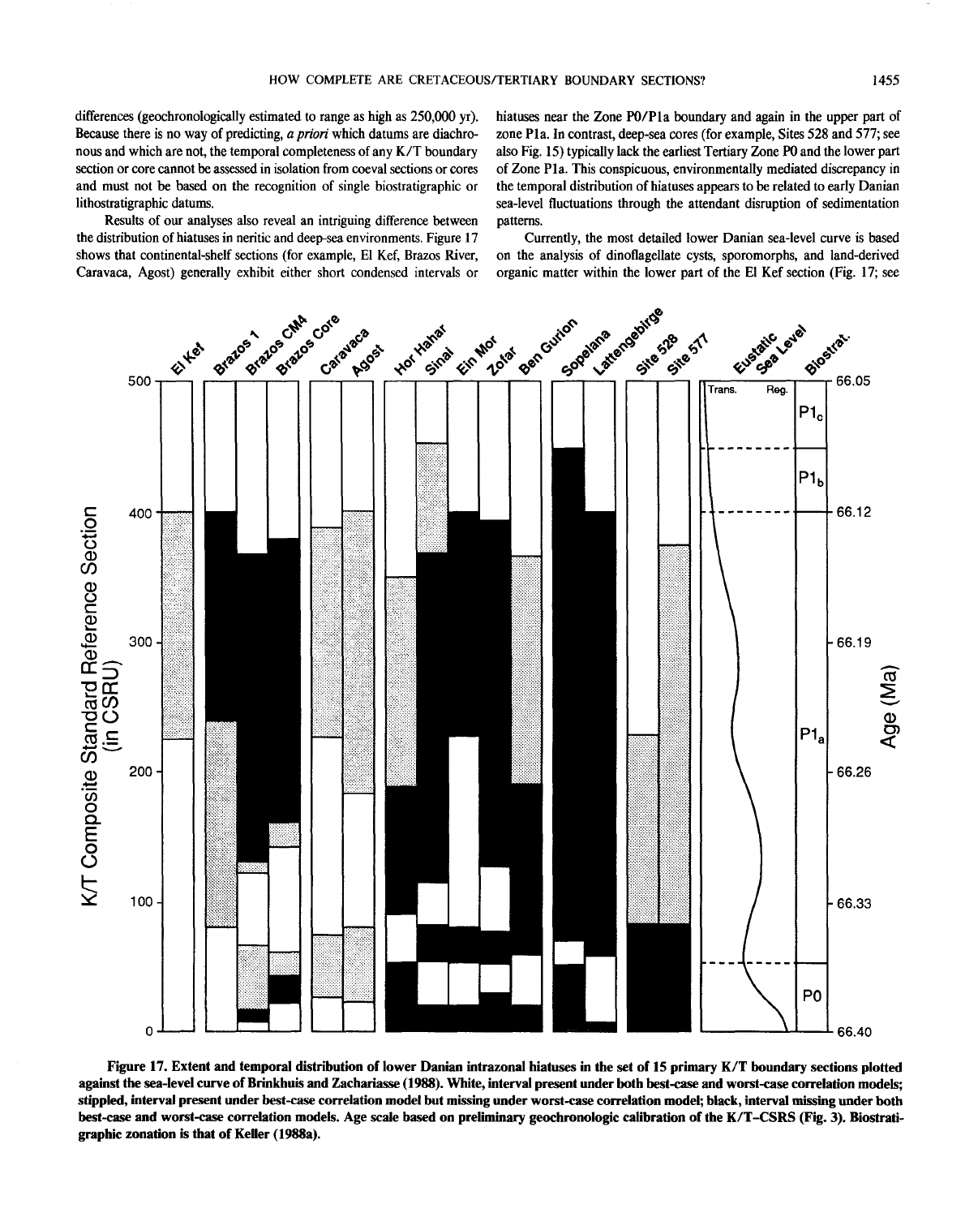differences (geochronologically estimated to range as high as 250,000 yr). Because there is no way of predicting, *a priori* which datums are diachronous and which are not, the temporal completeness of any K/T boundary section or core cannot be assessed in isolation from coeval sections or cores and must not be based on the recognition of single biostratigraphic or lithostratigraphic datums.

Results of our analyses also reveal an intriguing difference between the distribution of hiatuses in neritic and deep-sea environments. Figure 17 shows that continental-shelf sections (for example, El Kef, Brazos River, Caravaca, Agost) generally exhibit either short condensed intervals or hiatuses near the Zone P0/P1a boundary and again in the upper part of zone P1a. In contrast, deep-sea cores (for example, Sites 528 and 577; see also Fig. 15) typically lack the earliest Tertiary Zone P0 and the lower part of Zone P1a. This conspicuous, environmentally mediated discrepancy in the temporal distribution of hiatuses appears to be related to early Danian sea-level fluctuations through the attendant disruption of sedimentation patterns.

Currently, the most detailed lower Danian sea-level curve is based on the analysis of dinoflagellate cysts, sporomorphs, and land-derived organic matter within the lower part of the El Kef section (Fig. 17; see

**Figure 17. Extent and temporal distribution of lower Danian intrazonal hiatuses in the set of 15 primary K/T boundary sections plotted against the sea-level curve of Brinkhuis and Zachariasse (1988). White, interval present under both best-case and worst-case correlation models; stippled, interval present under best-case correlation model but missing under worst-case correlation model; black, interval missing under both best-case and worst-case correlation models. Age scale based on preliminary geochronologic calibration of the K/T–CSRS (Fig. 3). Biostratigraphic zonation is that of Keller (1988a).**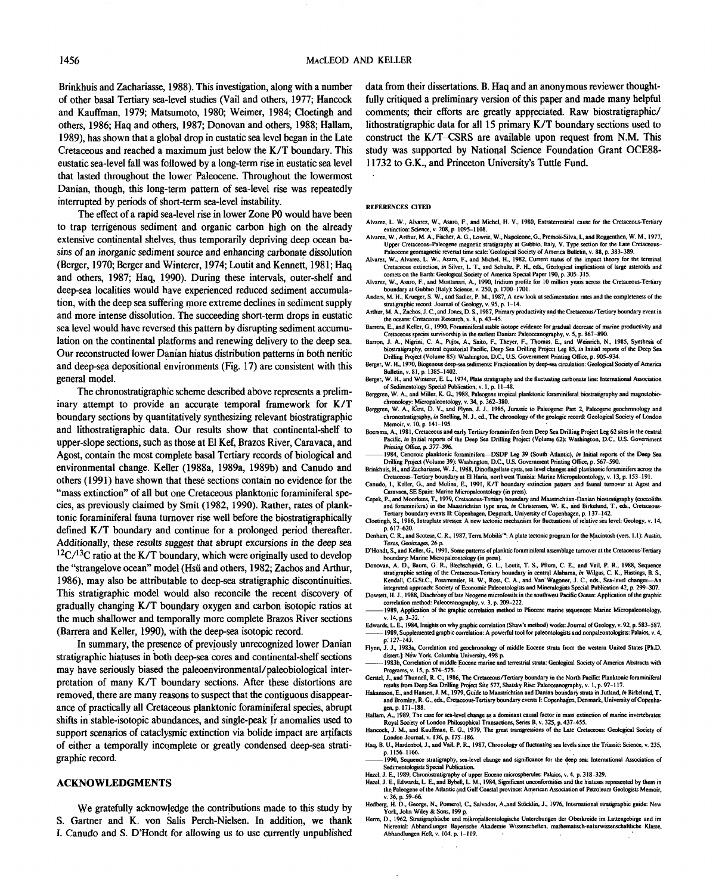Brinkhuis and Zachariasse, 1988). This investigation, along with a number of other basal Tertiary sea-level studies (Vail and others, 1977; Hancock and Kauffman, 1979; Matsumoto, 1980; Weimer, 1984; Cloetingh and others, 1986; Haq and others, 1987; Donovan and others, 1988; Hallam, 1989), has shown that a global drop in eustatic sea level began in the Late Cretaceous and reached a maximum just below the K/T boundary. This eustatic sea-level fall was followed by a long-term rise in eustatic sea level that lasted throughout the lower Paleocene. Throughout the lowermost Danian, though, this long-term pattern of sea-level rise was repeatedly interrupted by periods of short-term sea-level instability.

The effect of a rapid sea-level rise in lower Zone P0 would have been to trap terrigenous sediment and organic carbon high on the already extensive continental shelves, thus temporarily depriving deep ocean basins of an inorganic sediment source and enhancing carbonate dissolution (Berger, 1970; Berger and Winterer, 1974; Loutit and Kennett, 1981; Haq and others, 1987; Haq, 1990). During these intervals, outer-shelf and deep-sea localities would have experienced reduced sediment accumulation, with the deep sea suffering more extreme declines in sediment supply and more intense dissolution. The succeeding short-term drops in eustatic sea level would have reversed this pattern by disrupting sediment accumulation on the continental platforms and renewing delivery to the deep sea. Our reconstructed lower Danian hiatus distribution patterns in both neritic and deep-sea depositional environments (Fig. 17) are consistent with this general model.

The chronostratigraphic scheme described above represents a preliminary attempt to provide an accurate temporal framework for K/T boundary sections by quantitatively synthesizing relevant biostratigraphic and lithostratigraphic data. Our results show that continental-shelf to upper-slope sections, such as those at El Kef, Brazos River, Caravaca, and Agost, contain the most complete basal Tertiary records of biological and environmental change. Keller (1988a, 1989a, 1989b) and Canudo and others (1991) have shown that these sections contain no evidence for the "mass extinction" of all but one Cretaceous planktonic foraminiferal species, as previously claimed by Smit (1982, 1990). Rather, rates of planktonic foraminiferal fauna turnover rise well before the biostratigraphically defined K/T boundary and continue for a prolonged period thereafter. Additionally, these results suggest that abrupt excursions in the deep sea $^{12}C/^{13}C$ ratio at the K/T boundary, which were originally used to develop the "strangelove ocean" model (Hsü and others, 1982; Zachos and Arthur, 1986), may also be attributable to deep-sea stratigraphic discontinuities. This stratigraphic model would also reconcile the recent discovery of gradually changing K/T boundary oxygen and carbon isotopic ratios at the much shallower and temporally more complete Brazos River sections (Barrera and Keller, 1990), with the deep-sea isotopic record.

In summary, the presence of previously unrecognized lower Danian stratigraphic hiatuses in both deep-sea cores and continental-shelf sections may have seriously biased the paleoenvironmental/paleobiological interpretation of many K/T boundary sections. After these distortions are removed, there are many reasons to suspect that the contiguous disappearance of practically all Cretaceous planktonic foraminiferal species, abrupt shifts in stable-isotopic abundances, and single-peak Ir anomalies used to support scenarios of cataclysmic extinction via bolide impact are artifacts of either a temporally incomplete or greatly condensed deep-sea stratigraphic record.

## ACKNOWLEDGMENTS

We gratefully acknowledge the contributions made to this study by S. Gartner and K. von Salis Perch-Nielsen. In addition, we thank I. Canudo and S. D'Hondt for allowing us to use currently unpublished data from their dissertations. B. Haq and an anonymous reviewer thoughtfully critiqued a preliminary version of this paper and made many helpful comments; their efforts are greatly appreciated. Raw biostratigraphic/lithostratigraphic data for all 15 primary K/T boundary sections used to construct the K/T–CSRS are available upon request from N.M. This study was supported by National Science Foundation Grant OCE88-11732 to G.K., and Princeton University's Tuttle Fund.

## REFERENCES CITED

Alvarez, L. W., Alvarez, W., Asaro, F., and Michel, H. V., 1980, Extraterrestrial cause for the Cretaceous-Tertiary extinction: Science, v. 208, p. 1095–1108.

Alvarez, W., Arthur, M. A., Fischer, A. G., Lowrie, W., Napoleone, G., Premoli-Silva, I., and Roggenthen, W. M., 1977, Upper Cretaceous–Paleogene magnetic stratigraphy at Gubbio, Italy, V. Type section for the Late Cretaceous–Paleocene geomagnetic reversal time scale: Geological Society of America Bulletin, v. 88, p. 383–389.

Alvarez, W., Alvarez, L. W., Asaro, F., and Michel, H., 1982, Current status of the impact theory for the terminal Cretaceous extinction, *in* Silver, L. T., and Schultz, P. H., eds., Geological implications of large asteroids and comets on the Earth: Geological Society of America Special Paper 190, p. 305–315.

Alvarez, W., Asaro, F., and Montanari, A., 1990, Iridium profile for 10 million years across the Cretaceous-Tertiary boundary at Gubbio (Italy): Science, v. 250, p. 1700–1701.

Anders, M. H., Krueger, S. W., and Sadler, P. M., 1987, A new look at sedimentation rates and the completeness of the stratigraphic record: Journal of Geology, v. 95, p. 1–14.

Arthur, M. A., Zachos, J. C., and Jones, D. S., 1987, Primary productivity and the Cretaceous/Tertiary boundary event in the oceans: Cretaceous Research, v. 8, p. 43–45.

Barrera, E., and Keller, G., 1990, Foraminiferal stable isotope evidence for gradual decrease of marine productivity and Cretaceous species survivorship in the earliest Danian: Paleoceanography, v. 5, p. 867–890.

Barron, J. A., Nigrini, C. A., Pujos, A., Saito, F., Theyer, F., Thomas, E., and Weinrich, N., 1985, Synthesis of biostratigraphy, central equatorial Pacific, Deep Sea Drilling Project Leg 85, *in* Initial reports of the Deep Sea Drilling Project (Volume 85): Washington, D.C., U.S. Government Printing Office, p. 905–934.

Berger, W. H., 1970, Biogenous deep-sea sediments: Fractionation by deep-sea circulation: Geological Society of America Bulletin, v. 81, p. 1385–1402.

Berger, W. H., and Winterer, E. L., 1974, Plate stratigraphy and the fluctuating carbonate line: International Association of Sedimentology Special Publication, v. 1, p. 11–48.

Berggren, W. A., and Miller, K. G., 1988, Paleogene tropical planktonic foraminiferal biostratigraphy and magnetobiochronology: Micropaleontology, v. 34, p. 362–380.

Berggren, W. A., Kent, D. V., and Flynn, J. J., 1985, Jurassic to Paleogene: Part 2, Paleogene geochronology and chronostratigraphy, *in* Snelling, N. J., ed., The chronology of the geologic record: Geological Society of London Memoir, v. 10, p. 141–195.

Boersma, A., 1981, Cretaceous and early Tertiary foraminifers from Deep Sea Drilling Project Leg 62 sites in the central Pacific, *in* Initial reports of the Deep Sea Drilling Project (Volume 62): Washington, D.C., U.S. Government Printing Office, p. 377–396.

——1984, Cenozoic planktonic foraminifera—DSDP Leg 39 (South Atlantic), *in* Initial reports of the Deep Sea Drilling Project (Volume 39): Washington, D.C., U.S. Government Printing Office, p. 567–590.

Brinkhuis, H., and Zachariasse, W. J., 1988, Dinoflagellate cysts, sea level changes and planktonic foraminifers across the Cretaceous–Tertiary boundary at El Haria, northwest Tunisia: Marine Micropaleontology, v. 13, p. 153–191.

Canudo, I., Keller, G., and Molina, E., 1991, K/T boundary extinction pattern and faunal turnover at Agost and Caravaca, SE Spain: Marine Micropaleontology (in press).

Cepek, P., and Moorkens, T., 1979, Cretaceous-Tertiary boundary and Maastrichtian-Danian biostratigraphy (coccoliths and foraminifera) in the Maastrichtian type area, *in* Christensen, W. K., and Birkelund, T., eds., Cretaceous-Tertiary boundary events II: Copenhagen, Denmark, University of Copenhagen, p. 137–142.

Cloetingh, S., 1986, Intraplate stresses: A new tectonic mechanism for fluctuations of relative sea level: Geology, v. 14, p. 617–620.

Denham, C. R., and Scotese, C. R., 1987, Terra Mobilis™: A plate tectonic program for the Macintosh (vers. 1.1): Austin, Texas, Geomages, 26 p.

D'Hondt, S., and Keller, G., 1991, Some patterns of planktic foraminiferal assemblage turnover at the Cretaceous-Tertiary boundary: Marine Micropaleontology (in press).

Donovan, A. D., Baum, G. R., Blechschmidt, G. L., Loutit, T. S., Pflum, C. E., and Vail, P. R., 1988, Sequence stratigraphic setting of the Cretaceous-Tertiary boundary in central Alabama, *in* Wilgus, C. K., Hastings, B. S., Kendall, C.G.St.C., Posamentier, H. W., Ross, C. A., and Van Wagoner, J. C., eds., Sea-level changes—An integrated approach: Society of Economic Paleontologists and Mineralogists Special Publication 42, p. 299–307.

Dowsett, H. J., 1988, Diachrony of late Neogene microfossils in the southwest Pacific Ocean: Application of the graphic correlation method: Paleoceanography, v. 3, p. 209–222.

——1989, Application of the graphic correlation method to Pliocene marine sequences: Marine Micropaleontology, v. 14, p. 3–32.

Edwards, L. E., 1984, Insights on why graphic correlation (Shaw's method) works: Journal of Geology, v. 92, p. 583–587.

——1989, Supplemented graphic correlation: A powerful tool for paleontologists and nonpaleontologists: Palaios, v. 4, p. 127–143.

Flynn, J. J., 1983a, Correlation and geochronology of middle Eocene strata from the western United States [Ph.D. dissert.]: New York, Columbia University, 498 p.

——1983b, Correlation of middle Eocene marine and terrestrial strata: Geological Society of America Abstracts with Programs, v. 15, p. 574–575.

Gerstel, J., and Thunnell, R. C., 1986, The Cretaceous/Tertiary boundary in the North Pacific: Planktonic foraminiferal results from Deep Sea Drilling Project Site 577, Shatsky Rise: Paleoceanography, v. 1, p. 97–117.

Hakansson, E., and Hansen, J. M., 1979, Guide to Maastrichtian and Danian boundary strata in Jutland, *in* Birkelund, T., and Bromley, R. G., eds., Cretaceous-Tertiary boundary events I: Copenhagen, Denmark, University of Copenhagen, p. 171–188.

Hallam, A., 1989, The case for sea-level change as a dominant causal factor in mass extinction of marine invertebrates: Royal Society of London Philosophical Transactions, Series B, v. 325, p. 437–455.

Hancock, J. M., and Kauffman, E. G., 1979, The great transgressions of the Late Cretaceous: Geological Society of London Journal, v. 136, p. 175–186.

Haq, B. U., Hardenbol, J., and Vail, P. R., 1987, Chronology of fluctuating sea levels since the Triassic: Science, v. 235, p. 1156–1166.

——1990, Sequence stratigraphy, sea-level change and significance for the deep sea: International Association of Sedimentologists Special Publication.

Hazel, J. E., 1989, Chronostratigraphy of upper Eocene microspherules: Palaios, v. 4, p. 318–329.

Hazel, J. E., Edwards, L. E., and Bybell, L. M., 1984, Significant unconformities and the hiatuses represented by them in the Paleogene of the Atlantic and Gulf Coastal province: American Association of Petroleum Geologists Memoir, v. 36, p. 59–66.

Hedberg, H. D., George, N., Pomerol, C., Salvador, A., and Stöcklin, J., 1976, International stratigraphic guide: New York, John Wiley & Sons, 199 p.

Herm, D., 1962, Stratigraphische und mikropaläontologische Untersuchungen der Oberkreide im Lattengebirge und im Nierental: Abhandlungen Bayerische Akademie Wissenschaften, mathematisch-naturwissenschaftliche Klasse, Abhandlungen Heft, v. 104, p. 1–119.